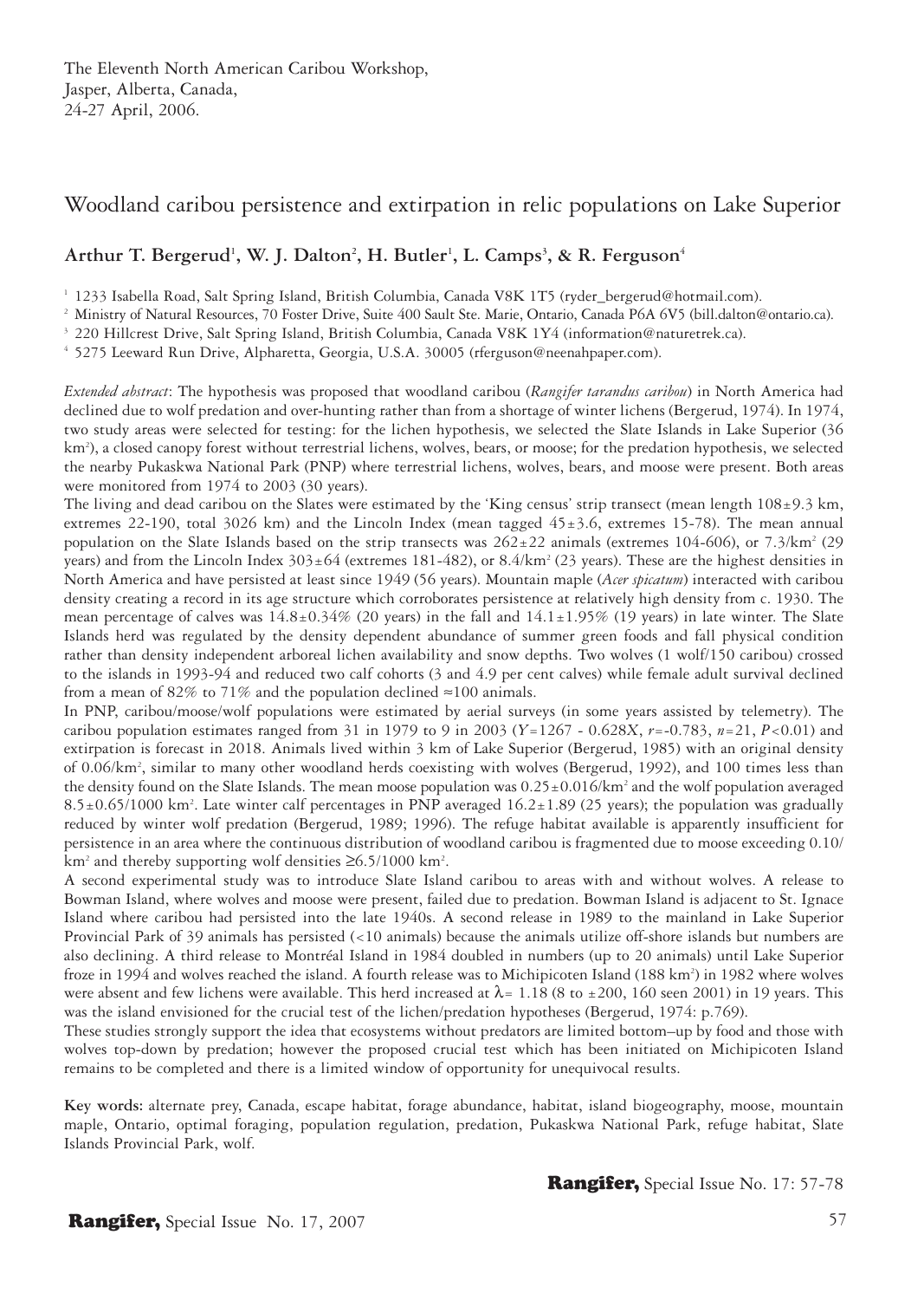The Eleventh North American Caribou Workshop,
Jasper, Alberta, Canada,
24-27 April, 2006.

# Woodland caribou persistence and extirpation in relic populations on Lake Superior

**Arthur T. Bergerud[1], W. J. Dalton[2], H. Butler[1], L. Camps[3], & R. Ferguson[4]**

[1] 1233 Isabella Road, Salt Spring Island, British Columbia, Canada V8K 1T5 (ryder_bergerud@hotmail.com).

[2] Ministry of Natural Resources, 70 Foster Drive, Suite 400 Sault Ste. Marie, Ontario, Canada P6A 6V5 (bill.dalton@ontario.ca).

[3] 220 Hillcrest Drive, Salt Spring Island, British Columbia, Canada V8K 1Y4 (information@naturetrek.ca).

[4] 5275 Leeward Run Drive, Alpharetta, Georgia, U.S.A. 30005 (rferguson@neenahpaper.com).

*Extended abstract*: The hypothesis was proposed that woodland caribou (*Rangifer tarandus caribou*) in North America had declined due to wolf predation and over-hunting rather than from a shortage of winter lichens (Bergerud, 1974). In 1974, two study areas were selected for testing: for the lichen hypothesis, we selected the Slate Islands in Lake Superior (36 km$^2$), a closed canopy forest without terrestrial lichens, wolves, bears, or moose; for the predation hypothesis, we selected the nearby Pukaskwa National Park (PNP) where terrestrial lichens, wolves, bears, and moose were present. Both areas were monitored from 1974 to 2003 (30 years).

The living and dead caribou on the Slates were estimated by the 'King census' strip transect (mean length 108±9.3 km, extremes 22-190, total 3026 km) and the Lincoln Index (mean tagged 45±3.6, extremes 15-78). The mean annual population on the Slate Islands based on the strip transects was 262±22 animals (extremes 104-606), or 7.3/km$^2$ (29 years) and from the Lincoln Index 303±64 (extremes 181-482), or 8.4/km$^2$ (23 years). These are the highest densities in North America and have persisted at least since 1949 (56 years). Mountain maple (*Acer spicatum*) interacted with caribou density creating a record in its age structure which corroborates persistence at relatively high density from c. 1930. The mean percentage of calves was 14.8±0.34% (20 years) in the fall and 14.1±1.95% (19 years) in late winter. The Slate Islands herd was regulated by the density dependent abundance of summer green foods and fall physical condition rather than density independent arboreal lichen availability and snow depths. Two wolves (1 wolf/150 caribou) crossed to the islands in 1993-94 and reduced two calf cohorts (3 and 4.9 per cent calves) while female adult survival declined from a mean of 82% to 71% and the population declined ≈100 animals.

In PNP, caribou/moose/wolf populations were estimated by aerial surveys (in some years assisted by telemetry). The caribou population estimates ranged from 31 in 1979 to 9 in 2003 ($Y$=1267 - 0.628$X$, $r$=-0.783, $n$=21, $P$<0.01) and extirpation is forecast in 2018. Animals lived within 3 km of Lake Superior (Bergerud, 1985) with an original density of 0.06/km$^2$, similar to many other woodland herds coexisting with wolves (Bergerud, 1992), and 100 times less than the density found on the Slate Islands. The mean moose population was 0.25±0.016/km$^2$ and the wolf population averaged 8.5±0.65/1000 km$^2$. Late winter calf percentages in PNP averaged 16.2±1.89 (25 years); the population was gradually reduced by winter wolf predation (Bergerud, 1989; 1996). The refuge habitat available is apparently insufficient for persistence in an area where the continuous distribution of woodland caribou is fragmented due to moose exceeding 0.10/km$^2$ and thereby supporting wolf densities ≥6.5/1000 km$^2$.

A second experimental study was to introduce Slate Island caribou to areas with and without wolves. A release to Bowman Island, where wolves and moose were present, failed due to predation. Bowman Island is adjacent to St. Ignace Island where caribou had persisted into the late 1940s. A second release in 1989 to the mainland in Lake Superior Provincial Park of 39 animals has persisted (<10 animals) because the animals utilize off-shore islands but numbers are also declining. A third release to Montréal Island in 1984 doubled in numbers (up to 20 animals) until Lake Superior froze in 1994 and wolves reached the island. A fourth release was to Michipicoten Island (188 km$^2$) in 1982 where wolves were absent and few lichens were available. This herd increased at $\lambda$= 1.18 (8 to ±200, 160 seen 2001) in 19 years. This was the island envisioned for the crucial test of the lichen/predation hypotheses (Bergerud, 1974: p.769).

These studies strongly support the idea that ecosystems without predators are limited bottom–up by food and those with wolves top-down by predation; however the proposed crucial test which has been initiated on Michipicoten Island remains to be completed and there is a limited window of opportunity for unequivocal results.

**Key words:** alternate prey, Canada, escape habitat, forage abundance, habitat, island biogeography, moose, mountain maple, Ontario, optimal foraging, population regulation, predation, Pukaskwa National Park, refuge habitat, Slate Islands Provincial Park, wolf.

**Rangifer,** Special Issue No. 17: 57-78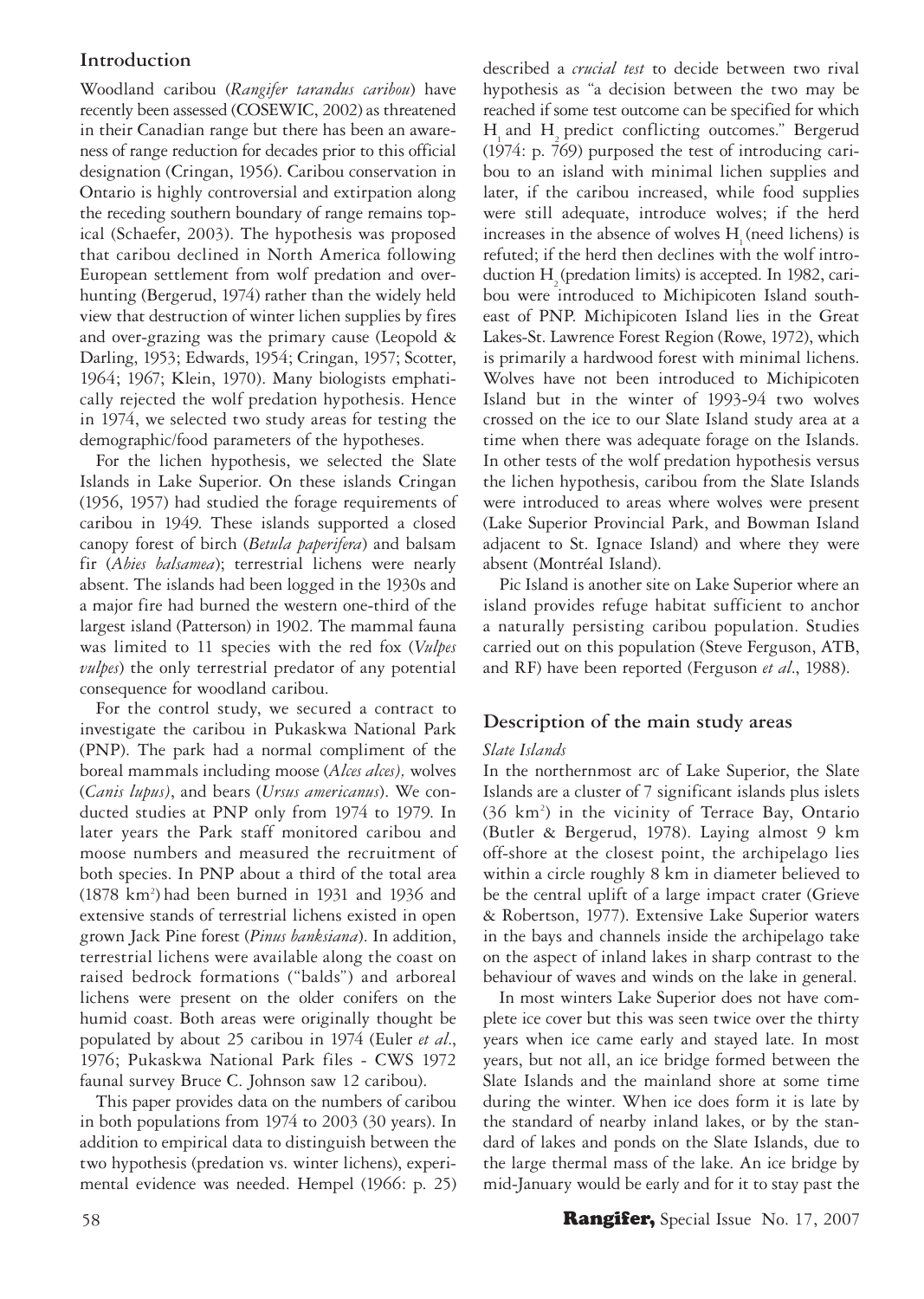## Introduction

Woodland caribou (*Rangifer tarandus caribou*) have recently been assessed (COSEWIC, 2002) as threatened in their Canadian range but there has been an awareness of range reduction for decades prior to this official designation (Cringan, 1956). Caribou conservation in Ontario is highly controversial and extirpation along the receding southern boundary of range remains topical (Schaefer, 2003). The hypothesis was proposed that caribou declined in North America following European settlement from wolf predation and overhunting (Bergerud, 1974) rather than the widely held view that destruction of winter lichen supplies by fires and over-grazing was the primary cause (Leopold & Darling, 1953; Edwards, 1954; Cringan, 1957; Scotter, 1964; 1967; Klein, 1970). Many biologists emphatically rejected the wolf predation hypothesis. Hence in 1974, we selected two study areas for testing the demographic/food parameters of the hypotheses.

For the lichen hypothesis, we selected the Slate Islands in Lake Superior. On these islands Cringan (1956, 1957) had studied the forage requirements of caribou in 1949. These islands supported a closed canopy forest of birch (*Betula paperifera*) and balsam fir (*Abies balsamea*); terrestrial lichens were nearly absent. The islands had been logged in the 1930s and a major fire had burned the western one-third of the largest island (Patterson) in 1902. The mammal fauna was limited to 11 species with the red fox (*Vulpes vulpes*) the only terrestrial predator of any potential consequence for woodland caribou.

For the control study, we secured a contract to investigate the caribou in Pukaskwa National Park (PNP). The park had a normal compliment of the boreal mammals including moose (*Alces alces),* wolves (*Canis lupus)*, and bears (*Ursus americanus*). We conducted studies at PNP only from 1974 to 1979. In later years the Park staff monitored caribou and moose numbers and measured the recruitment of both species. In PNP about a third of the total area (1878 km$^2$) had been burned in 1931 and 1936 and extensive stands of terrestrial lichens existed in open grown Jack Pine forest (*Pinus banksiana*). In addition, terrestrial lichens were available along the coast on raised bedrock formations ("balds") and arboreal lichens were present on the older conifers on the humid coast. Both areas were originally thought be populated by about 25 caribou in 1974 (Euler *et al*., 1976; Pukaskwa National Park files - CWS 1972 faunal survey Bruce C. Johnson saw 12 caribou).

This paper provides data on the numbers of caribou in both populations from 1974 to 2003 (30 years). In addition to empirical data to distinguish between the two hypothesis (predation vs. winter lichens), experimental evidence was needed. Hempel (1966: p. 25) described a *crucial test* to decide between two rival hypothesis as "a decision between the two may be reached if some test outcome can be specified for which $H_1$ and $H_2$ predict conflicting outcomes." Bergerud (1974: p. 769) purposed the test of introducing caribou to an island with minimal lichen supplies and later, if the caribou increased, while food supplies were still adequate, introduce wolves; if the herd increases in the absence of wolves $H_1$ (need lichens) is refuted; if the herd then declines with the wolf introduction $H_2$ (predation limits) is accepted. In 1982, caribou were introduced to Michipicoten Island southeast of PNP. Michipicoten Island lies in the Great Lakes-St. Lawrence Forest Region (Rowe, 1972), which is primarily a hardwood forest with minimal lichens. Wolves have not been introduced to Michipicoten Island but in the winter of 1993-94 two wolves crossed on the ice to our Slate Island study area at a time when there was adequate forage on the Islands. In other tests of the wolf predation hypothesis versus the lichen hypothesis, caribou from the Slate Islands were introduced to areas where wolves were present (Lake Superior Provincial Park, and Bowman Island adjacent to St. Ignace Island) and where they were absent (Montréal Island).

Pic Island is another site on Lake Superior where an island provides refuge habitat sufficient to anchor a naturally persisting caribou population. Studies carried out on this population (Steve Ferguson, ATB, and RF) have been reported (Ferguson *et al*., 1988).

## Description of the main study areas

### *Slate Islands*

In the northernmost arc of Lake Superior, the Slate Islands are a cluster of 7 significant islands plus islets (36 km$^2$) in the vicinity of Terrace Bay, Ontario (Butler & Bergerud, 1978). Laying almost 9 km off-shore at the closest point, the archipelago lies within a circle roughly 8 km in diameter believed to be the central uplift of a large impact crater (Grieve & Robertson, 1977). Extensive Lake Superior waters in the bays and channels inside the archipelago take on the aspect of inland lakes in sharp contrast to the behaviour of waves and winds on the lake in general.

In most winters Lake Superior does not have complete ice cover but this was seen twice over the thirty years when ice came early and stayed late. In most years, but not all, an ice bridge formed between the Slate Islands and the mainland shore at some time during the winter. When ice does form it is late by the standard of nearby inland lakes, or by the standard of lakes and ponds on the Slate Islands, due to the large thermal mass of the lake. An ice bridge by mid-January would be early and for it to stay past the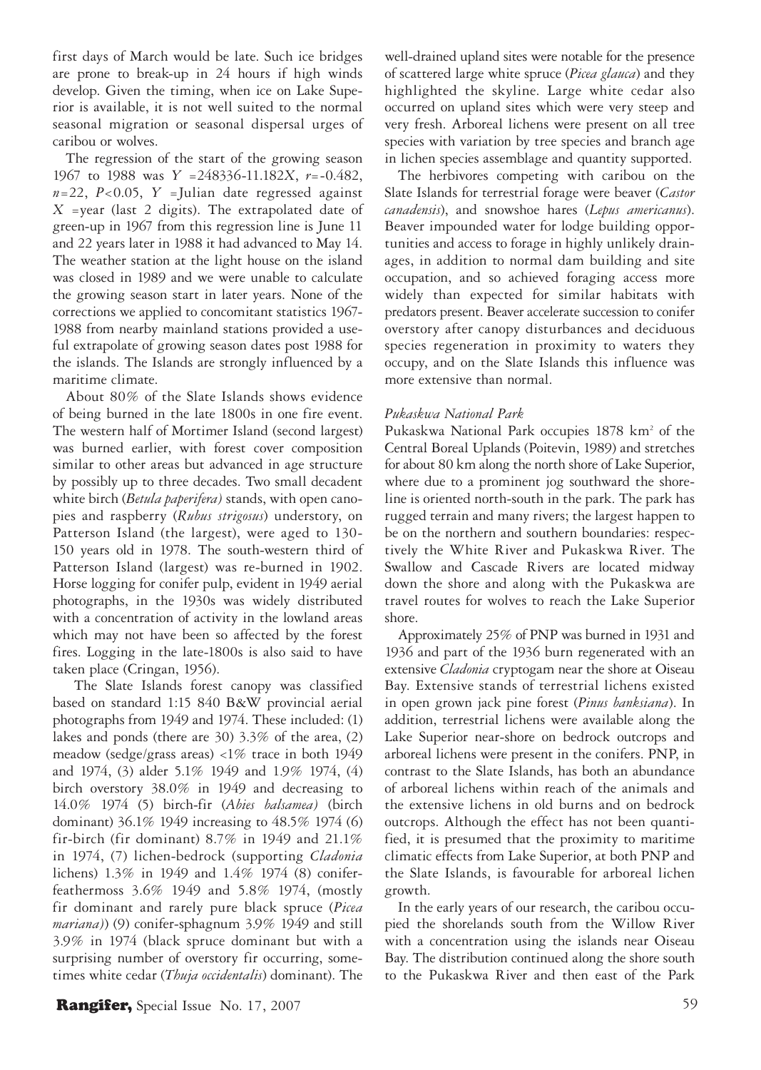first days of March would be late. Such ice bridges are prone to break-up in 24 hours if high winds develop. Given the timing, when ice on Lake Superior is available, it is not well suited to the normal seasonal migration or seasonal dispersal urges of caribou or wolves.

The regression of the start of the growing season 1967 to 1988 was $Y = 248336 - 11.182X$, $r = -0.482$, $n = 22$, $P < 0.05$, $Y$ = Julian date regressed against $X$ = year (last 2 digits). The extrapolated date of green-up in 1967 from this regression line is June 11 and 22 years later in 1988 it had advanced to May 14. The weather station at the light house on the island was closed in 1989 and we were unable to calculate the growing season start in later years. None of the corrections we applied to concomitant statistics 1967-1988 from nearby mainland stations provided a useful extrapolate of growing season dates post 1988 for the islands. The Islands are strongly influenced by a maritime climate.

About 80% of the Slate Islands shows evidence of being burned in the late 1800s in one fire event. The western half of Mortimer Island (second largest) was burned earlier, with forest cover composition similar to other areas but advanced in age structure by possibly up to three decades. Two small decadent white birch (*Betula paperifera)* stands, with open canopies and raspberry (*Rubus strigosus*) understory, on Patterson Island (the largest), were aged to 130-150 years old in 1978. The south-western third of Patterson Island (largest) was re-burned in 1902. Horse logging for conifer pulp, evident in 1949 aerial photographs, in the 1930s was widely distributed with a concentration of activity in the lowland areas which may not have been so affected by the forest fires. Logging in the late-1800s is also said to have taken place (Cringan, 1956).

The Slate Islands forest canopy was classified based on standard 1:15 840 B&W provincial aerial photographs from 1949 and 1974. These included: (1) lakes and ponds (there are 30) 3.3% of the area, (2) meadow (sedge/grass areas) <1% trace in both 1949 and 1974, (3) alder 5.1% 1949 and 1.9% 1974, (4) birch overstory 38.0% in 1949 and decreasing to 14.0% 1974 (5) birch-fir (*Abies balsamea)* (birch dominant) 36.1% 1949 increasing to 48.5% 1974 (6) fir-birch (fir dominant) 8.7% in 1949 and 21.1% in 1974, (7) lichen-bedrock (supporting *Cladonia* lichens) 1.3% in 1949 and 1.4% 1974 (8) conifer-feathermoss 3.6% 1949 and 5.8% 1974, (mostly fir dominant and rarely pure black spruce (*Picea mariana)*) (9) conifer-sphagnum 3.9% 1949 and still 3.9% in 1974 (black spruce dominant but with a surprising number of overstory fir occurring, sometimes white cedar (*Thuja occidentalis*) dominant). The well-drained upland sites were notable for the presence of scattered large white spruce (*Picea glauca*) and they highlighted the skyline. Large white cedar also occurred on upland sites which were very steep and very fresh. Arboreal lichens were present on all tree species with variation by tree species and branch age in lichen species assemblage and quantity supported.

The herbivores competing with caribou on the Slate Islands for terrestrial forage were beaver (*Castor canadensis*), and snowshoe hares (*Lepus americanus*). Beaver impounded water for lodge building opportunities and access to forage in highly unlikely drainages, in addition to normal dam building and site occupation, and so achieved foraging access more widely than expected for similar habitats with predators present. Beaver accelerate succession to conifer overstory after canopy disturbances and deciduous species regeneration in proximity to waters they occupy, and on the Slate Islands this influence was more extensive than normal.

### *Pukaskwa National Park*

Pukaskwa National Park occupies 1878 km$^2$ of the Central Boreal Uplands (Poitevin, 1989) and stretches for about 80 km along the north shore of Lake Superior, where due to a prominent jog southward the shoreline is oriented north-south in the park. The park has rugged terrain and many rivers; the largest happen to be on the northern and southern boundaries: respectively the White River and Pukaskwa River. The Swallow and Cascade Rivers are located midway down the shore and along with the Pukaskwa are travel routes for wolves to reach the Lake Superior shore.

Approximately 25% of PNP was burned in 1931 and 1936 and part of the 1936 burn regenerated with an extensive *Cladonia* cryptogam near the shore at Oiseau Bay. Extensive stands of terrestrial lichens existed in open grown jack pine forest (*Pinus banksiana*). In addition, terrestrial lichens were available along the Lake Superior near-shore on bedrock outcrops and arboreal lichens were present in the conifers. PNP, in contrast to the Slate Islands, has both an abundance of arboreal lichens within reach of the animals and the extensive lichens in old burns and on bedrock outcrops. Although the effect has not been quantified, it is presumed that the proximity to maritime climatic effects from Lake Superior, at both PNP and the Slate Islands, is favourable for arboreal lichen growth.

In the early years of our research, the caribou occupied the shorelands south from the Willow River with a concentration using the islands near Oiseau Bay. The distribution continued along the shore south to the Pukaskwa River and then east of the Park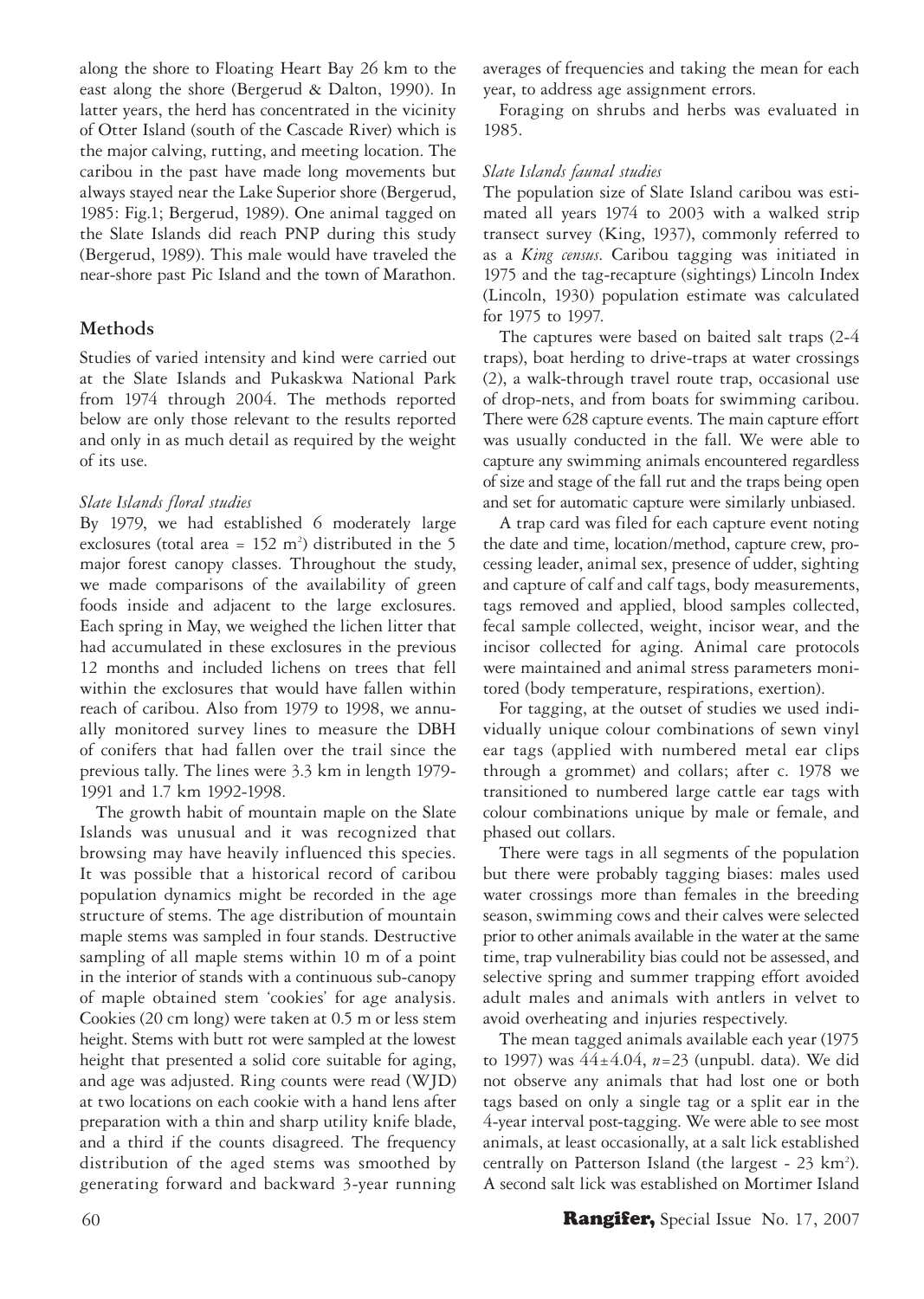along the shore to Floating Heart Bay 26 km to the east along the shore (Bergerud & Dalton, 1990). In latter years, the herd has concentrated in the vicinity of Otter Island (south of the Cascade River) which is the major calving, rutting, and meeting location. The caribou in the past have made long movements but always stayed near the Lake Superior shore (Bergerud, 1985: Fig.1; Bergerud, 1989). One animal tagged on the Slate Islands did reach PNP during this study (Bergerud, 1989). This male would have traveled the near-shore past Pic Island and the town of Marathon.

## Methods

Studies of varied intensity and kind were carried out at the Slate Islands and Pukaskwa National Park from 1974 through 2004. The methods reported below are only those relevant to the results reported and only in as much detail as required by the weight of its use.

### *Slate Islands floral studies*

By 1979, we had established 6 moderately large exclosures (total area = 152 m$^2$) distributed in the 5 major forest canopy classes. Throughout the study, we made comparisons of the availability of green foods inside and adjacent to the large exclosures. Each spring in May, we weighed the lichen litter that had accumulated in these exclosures in the previous 12 months and included lichens on trees that fell within the exclosures that would have fallen within reach of caribou. Also from 1979 to 1998, we annually monitored survey lines to measure the DBH of conifers that had fallen over the trail since the previous tally. The lines were 3.3 km in length 1979-1991 and 1.7 km 1992-1998.

The growth habit of mountain maple on the Slate Islands was unusual and it was recognized that browsing may have heavily influenced this species. It was possible that a historical record of caribou population dynamics might be recorded in the age structure of stems. The age distribution of mountain maple stems was sampled in four stands. Destructive sampling of all maple stems within 10 m of a point in the interior of stands with a continuous sub-canopy of maple obtained stem 'cookies' for age analysis. Cookies (20 cm long) were taken at 0.5 m or less stem height. Stems with butt rot were sampled at the lowest height that presented a solid core suitable for aging, and age was adjusted. Ring counts were read (WJD) at two locations on each cookie with a hand lens after preparation with a thin and sharp utility knife blade, and a third if the counts disagreed. The frequency distribution of the aged stems was smoothed by generating forward and backward 3-year running averages of frequencies and taking the mean for each year, to address age assignment errors.

Foraging on shrubs and herbs was evaluated in 1985.

### *Slate Islands faunal studies*

The population size of Slate Island caribou was estimated all years 1974 to 2003 with a walked strip transect survey (King, 1937), commonly referred to as a *King census*. Caribou tagging was initiated in 1975 and the tag-recapture (sightings) Lincoln Index (Lincoln, 1930) population estimate was calculated for 1975 to 1997.

The captures were based on baited salt traps (2-4 traps), boat herding to drive-traps at water crossings (2), a walk-through travel route trap, occasional use of drop-nets, and from boats for swimming caribou. There were 628 capture events. The main capture effort was usually conducted in the fall. We were able to capture any swimming animals encountered regardless of size and stage of the fall rut and the traps being open and set for automatic capture were similarly unbiased.

A trap card was filed for each capture event noting the date and time, location/method, capture crew, processing leader, animal sex, presence of udder, sighting and capture of calf and calf tags, body measurements, tags removed and applied, blood samples collected, fecal sample collected, weight, incisor wear, and the incisor collected for aging. Animal care protocols were maintained and animal stress parameters monitored (body temperature, respirations, exertion).

For tagging, at the outset of studies we used individually unique colour combinations of sewn vinyl ear tags (applied with numbered metal ear clips through a grommet) and collars; after c. 1978 we transitioned to numbered large cattle ear tags with colour combinations unique by male or female, and phased out collars.

There were tags in all segments of the population but there were probably tagging biases: males used water crossings more than females in the breeding season, swimming cows and their calves were selected prior to other animals available in the water at the same time, trap vulnerability bias could not be assessed, and selective spring and summer trapping effort avoided adult males and animals with antlers in velvet to avoid overheating and injuries respectively.

The mean tagged animals available each year (1975 to 1997) was $44 \pm 4.04$, $n = 23$ (unpubl. data). We did not observe any animals that had lost one or both tags based on only a single tag or a split ear in the 4-year interval post-tagging. We were able to see most animals, at least occasionally, at a salt lick established centrally on Patterson Island (the largest - 23 km$^2$). A second salt lick was established on Mortimer Island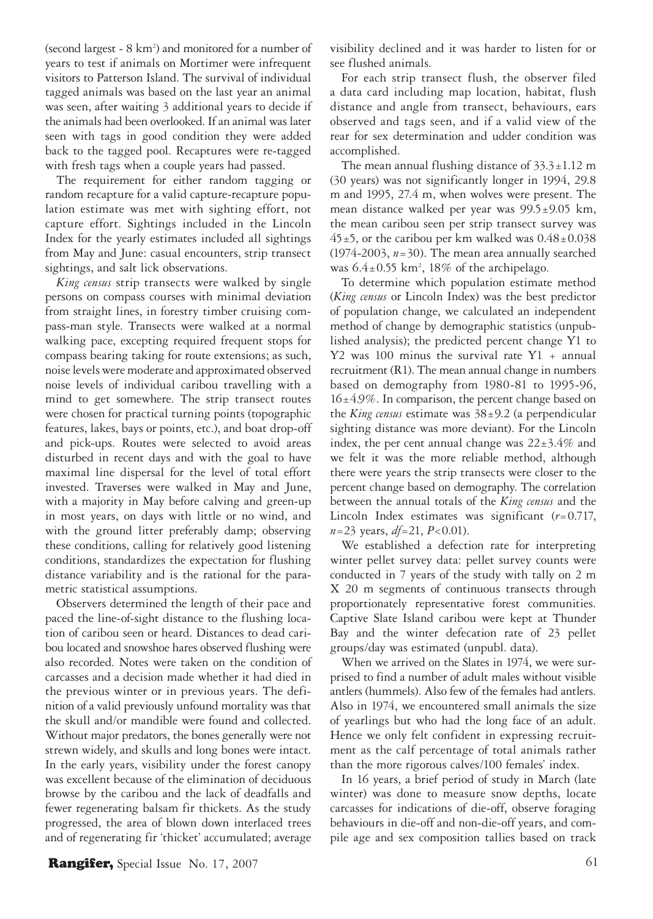(second largest - 8 $km^2$) and monitored for a number of years to test if animals on Mortimer were infrequent visitors to Patterson Island. The survival of individual tagged animals was based on the last year an animal was seen, after waiting 3 additional years to decide if the animals had been overlooked. If an animal was later seen with tags in good condition they were added back to the tagged pool. Recaptures were re-tagged with fresh tags when a couple years had passed.

The requirement for either random tagging or random recapture for a valid capture-recapture population estimate was met with sighting effort, not capture effort. Sightings included in the Lincoln Index for the yearly estimates included all sightings from May and June: casual encounters, strip transect sightings, and salt lick observations.

*King census* strip transects were walked by single persons on compass courses with minimal deviation from straight lines, in forestry timber cruising compass-man style. Transects were walked at a normal walking pace, excepting required frequent stops for compass bearing taking for route extensions; as such, noise levels were moderate and approximated observed noise levels of individual caribou travelling with a mind to get somewhere. The strip transect routes were chosen for practical turning points (topographic features, lakes, bays or points, etc.), and boat drop-off and pick-ups. Routes were selected to avoid areas disturbed in recent days and with the goal to have maximal line dispersal for the level of total effort invested. Traverses were walked in May and June, with a majority in May before calving and green-up in most years, on days with little or no wind, and with the ground litter preferably damp; observing these conditions, calling for relatively good listening conditions, standardizes the expectation for flushing distance variability and is the rational for the parametric statistical assumptions.

Observers determined the length of their pace and paced the line-of-sight distance to the flushing location of caribou seen or heard. Distances to dead caribou located and snowshoe hares observed flushing were also recorded. Notes were taken on the condition of carcasses and a decision made whether it had died in the previous winter or in previous years. The definition of a valid previously unfound mortality was that the skull and/or mandible were found and collected. Without major predators, the bones generally were not strewn widely, and skulls and long bones were intact. In the early years, visibility under the forest canopy was excellent because of the elimination of deciduous browse by the caribou and the lack of deadfalls and fewer regenerating balsam fir thickets. As the study progressed, the area of blown down interlaced trees and of regenerating fir 'thicket' accumulated; average visibility declined and it was harder to listen for or see flushed animals.

For each strip transect flush, the observer filed a data card including map location, habitat, flush distance and angle from transect, behaviours, ears observed and tags seen, and if a valid view of the rear for sex determination and udder condition was accomplished.

The mean annual flushing distance of 33.3±1.12 m (30 years) was not significantly longer in 1994, 29.8 m and 1995, 27.4 m, when wolves were present. The mean distance walked per year was 99.5±9.05 km, the mean caribou seen per strip transect survey was 45±5, or the caribou per km walked was 0.48±0.038 (1974-2003, $n$=30). The mean area annually searched was 6.4±0.55 $km^2$, 18% of the archipelago.

To determine which population estimate method (*King census* or Lincoln Index) was the best predictor of population change, we calculated an independent method of change by demographic statistics (unpublished analysis); the predicted percent change Y1 to Y2 was 100 minus the survival rate Y1 + annual recruitment (R1). The mean annual change in numbers based on demography from 1980-81 to 1995-96, 16±4.9%. In comparison, the percent change based on the *King census* estimate was 38±9.2 (a perpendicular sighting distance was more deviant). For the Lincoln index, the per cent annual change was 22±3.4% and we felt it was the more reliable method, although there were years the strip transects were closer to the percent change based on demography. The correlation between the annual totals of the *King census* and the Lincoln Index estimates was significant ($r$=0.717, $n$=23 years, $df$=21, $P$<0.01).

We established a defection rate for interpreting winter pellet survey data: pellet survey counts were conducted in 7 years of the study with tally on 2 m X 20 m segments of continuous transects through proportionately representative forest communities. Captive Slate Island caribou were kept at Thunder Bay and the winter defecation rate of 23 pellet groups/day was estimated (unpubl. data).

When we arrived on the Slates in 1974, we were surprised to find a number of adult males without visible antlers (hummels). Also few of the females had antlers. Also in 1974, we encountered small animals the size of yearlings but who had the long face of an adult. Hence we only felt confident in expressing recruitment as the calf percentage of total animals rather than the more rigorous calves/100 females' index.

In 16 years, a brief period of study in March (late winter) was done to measure snow depths, locate carcasses for indications of die-off, observe foraging behaviours in die-off and non-die-off years, and compile age and sex composition tallies based on track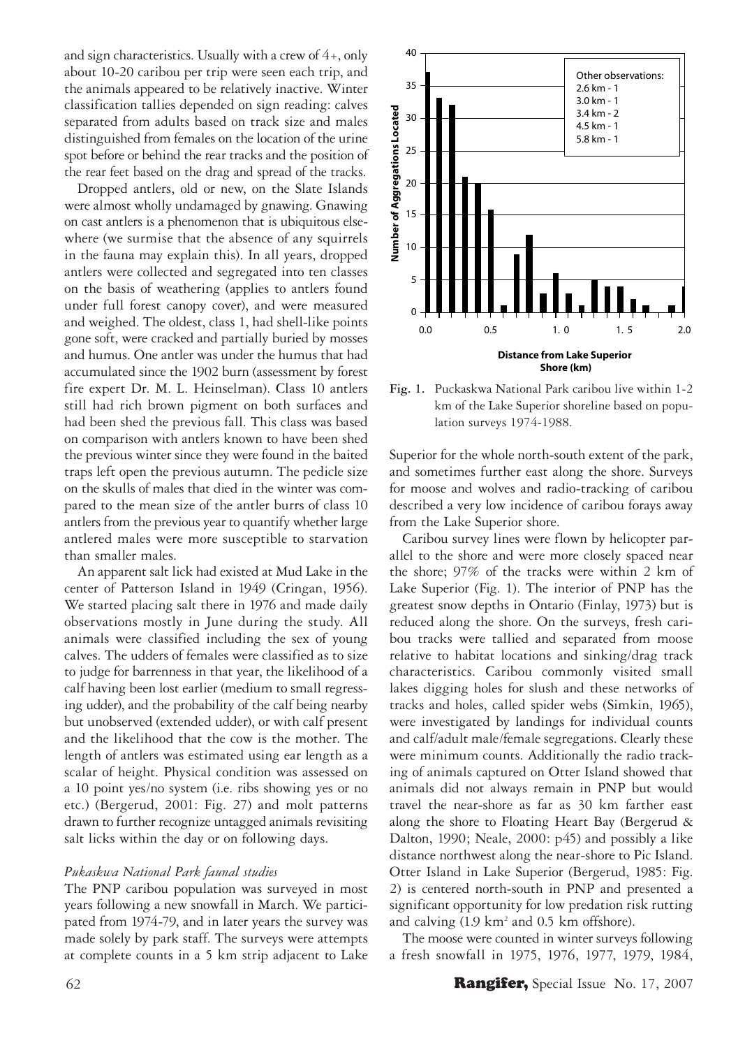and sign characteristics. Usually with a crew of 4+, only about 10-20 caribou per trip were seen each trip, and the animals appeared to be relatively inactive. Winter classification tallies depended on sign reading: calves separated from adults based on track size and males distinguished from females on the location of the urine spot before or behind the rear tracks and the position of the rear feet based on the drag and spread of the tracks.

Dropped antlers, old or new, on the Slate Islands were almost wholly undamaged by gnawing. Gnawing on cast antlers is a phenomenon that is ubiquitous elsewhere (we surmise that the absence of any squirrels in the fauna may explain this). In all years, dropped antlers were collected and segregated into ten classes on the basis of weathering (applies to antlers found under full forest canopy cover), and were measured and weighed. The oldest, class 1, had shell-like points gone soft, were cracked and partially buried by mosses and humus. One antler was under the humus that had accumulated since the 1902 burn (assessment by forest fire expert Dr. M. L. Heinselman). Class 10 antlers still had rich brown pigment on both surfaces and had been shed the previous fall. This class was based on comparison with antlers known to have been shed the previous winter since they were found in the baited traps left open the previous autumn. The pedicle size on the skulls of males that died in the winter was compared to the mean size of the antler burrs of class 10 antlers from the previous year to quantify whether large antlered males were more susceptible to starvation than smaller males.

An apparent salt lick had existed at Mud Lake in the center of Patterson Island in 1949 (Cringan, 1956). We started placing salt there in 1976 and made daily observations mostly in June during the study. All animals were classified including the sex of young calves. The udders of females were classified as to size to judge for barrenness in that year, the likelihood of a calf having been lost earlier (medium to small regressing udder), and the probability of the calf being nearby but unobserved (extended udder), or with calf present and the likelihood that the cow is the mother. The length of antlers was estimated using ear length as a scalar of height. Physical condition was assessed on a 10 point yes/no system (i.e. ribs showing yes or no etc.) (Bergerud, 2001: Fig. 27) and molt patterns drawn to further recognize untagged animals revisiting salt licks within the day or on following days.

*Pukaskwa National Park faunal studies*

The PNP caribou population was surveyed in most years following a new snowfall in March. We participated from 1974-79, and in later years the survey was made solely by park staff. The surveys were attempts at complete counts in a 5 km strip adjacent to Lake Superior for the whole north-south extent of the park, and sometimes further east along the shore. Surveys for moose and wolves and radio-tracking of caribou described a very low incidence of caribou forays away from the Lake Superior shore.

Fig. 1. Puckaskwa National Park caribou live within 1-2 km of the Lake Superior shoreline based on population surveys 1974-1988.

Caribou survey lines were flown by helicopter parallel to the shore and were more closely spaced near the shore; 97% of the tracks were within 2 km of Lake Superior (Fig. 1). The interior of PNP has the greatest snow depths in Ontario (Finlay, 1973) but is reduced along the shore. On the surveys, fresh caribou tracks were tallied and separated from moose relative to habitat locations and sinking/drag track characteristics. Caribou commonly visited small lakes digging holes for slush and these networks of tracks and holes, called spider webs (Simkin, 1965), were investigated by landings for individual counts and calf/adult male/female segregations. Clearly these were minimum counts. Additionally the radio tracking of animals captured on Otter Island showed that animals did not always remain in PNP but would travel the near-shore as far as 30 km farther east along the shore to Floating Heart Bay (Bergerud & Dalton, 1990; Neale, 2000: p45) and possibly a like distance northwest along the near-shore to Pic Island. Otter Island in Lake Superior (Bergerud, 1985: Fig. 2) is centered north-south in PNP and presented a significant opportunity for low predation risk rutting and calving (1.9 km² and 0.5 km offshore).

The moose were counted in winter surveys following a fresh snowfall in 1975, 1976, 1977, 1979, 1984,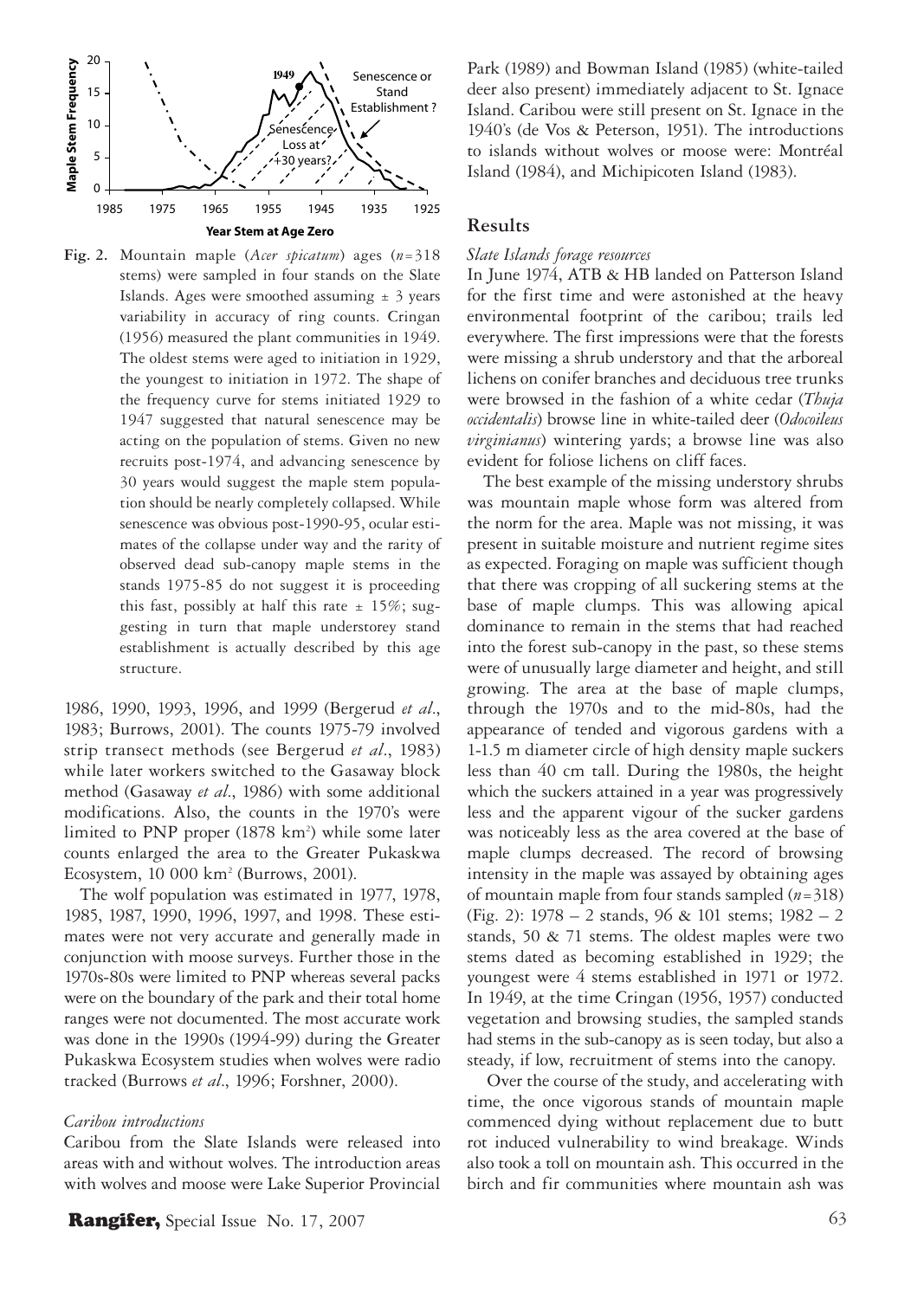**Fig. 2.** Mountain maple (*Acer spicatum*) ages ($n$=318 stems) were sampled in four stands on the Slate Islands. Ages were smoothed assuming ± 3 years variability in accuracy of ring counts. Cringan (1956) measured the plant communities in 1949. The oldest stems were aged to initiation in 1929, the youngest to initiation in 1972. The shape of the frequency curve for stems initiated 1929 to 1947 suggested that natural senescence may be acting on the population of stems. Given no new recruits post-1974, and advancing senescence by 30 years would suggest the maple stem population should be nearly completely collapsed. While senescence was obvious post-1990-95, ocular estimates of the collapse under way and the rarity of observed dead sub-canopy maple stems in the stands 1975-85 do not suggest it is proceeding this fast, possibly at half this rate ± 15%; suggesting in turn that maple understorey stand establishment is actually described by this age structure.

1986, 1990, 1993, 1996, and 1999 (Bergerud *et al*., 1983; Burrows, 2001). The counts 1975-79 involved strip transect methods (see Bergerud *et al*., 1983) while later workers switched to the Gasaway block method (Gasaway *et al*., 1986) with some additional modifications. Also, the counts in the 1970's were limited to PNP proper (1878 km$^2$) while some later counts enlarged the area to the Greater Pukaskwa Ecosystem, 10 000 km$^2$ (Burrows, 2001).

The wolf population was estimated in 1977, 1978, 1985, 1987, 1990, 1996, 1997, and 1998. These estimates were not very accurate and generally made in conjunction with moose surveys. Further those in the 1970s-80s were limited to PNP whereas several packs were on the boundary of the park and their total home ranges were not documented. The most accurate work was done in the 1990s (1994-99) during the Greater Pukaskwa Ecosystem studies when wolves were radio tracked (Burrows *et al*., 1996; Forshner, 2000).

*Caribou introductions*

Caribou from the Slate Islands were released into areas with and without wolves. The introduction areas with wolves and moose were Lake Superior Provincial Park (1989) and Bowman Island (1985) (white-tailed deer also present) immediately adjacent to St. Ignace Island. Caribou were still present on St. Ignace in the 1940's (de Vos & Peterson, 1951). The introductions to islands without wolves or moose were: Montréal Island (1984), and Michipicoten Island (1983).

## Results

*Slate Islands forage resources*

In June 1974, ATB & HB landed on Patterson Island for the first time and were astonished at the heavy environmental footprint of the caribou; trails led everywhere. The first impressions were that the forests were missing a shrub understory and that the arboreal lichens on conifer branches and deciduous tree trunks were browsed in the fashion of a white cedar (*Thuja occidentalis*) browse line in white-tailed deer (*Odocoileus virginianus*) wintering yards; a browse line was also evident for foliose lichens on cliff faces.

The best example of the missing understory shrubs was mountain maple whose form was altered from the norm for the area. Maple was not missing, it was present in suitable moisture and nutrient regime sites as expected. Foraging on maple was sufficient though that there was cropping of all suckering stems at the base of maple clumps. This was allowing apical dominance to remain in the stems that had reached into the forest sub-canopy in the past, so these stems were of unusually large diameter and height, and still growing. The area at the base of maple clumps, through the 1970s and to the mid-80s, had the appearance of tended and vigorous gardens with a 1-1.5 m diameter circle of high density maple suckers less than 40 cm tall. During the 1980s, the height which the suckers attained in a year was progressively less and the apparent vigour of the sucker gardens was noticeably less as the area covered at the base of maple clumps decreased. The record of browsing intensity in the maple was assayed by obtaining ages of mountain maple from four stands sampled ($n$=318) (Fig. 2): 1978 – 2 stands, 96 & 101 stems; 1982 – 2 stands, 50 & 71 stems. The oldest maples were two stems dated as becoming established in 1929; the youngest were 4 stems established in 1971 or 1972. In 1949, at the time Cringan (1956, 1957) conducted vegetation and browsing studies, the sampled stands had stems in the sub-canopy as is seen today, but also a steady, if low, recruitment of stems into the canopy.

Over the course of the study, and accelerating with time, the once vigorous stands of mountain maple commenced dying without replacement due to butt rot induced vulnerability to wind breakage. Winds also took a toll on mountain ash. This occurred in the birch and fir communities where mountain ash was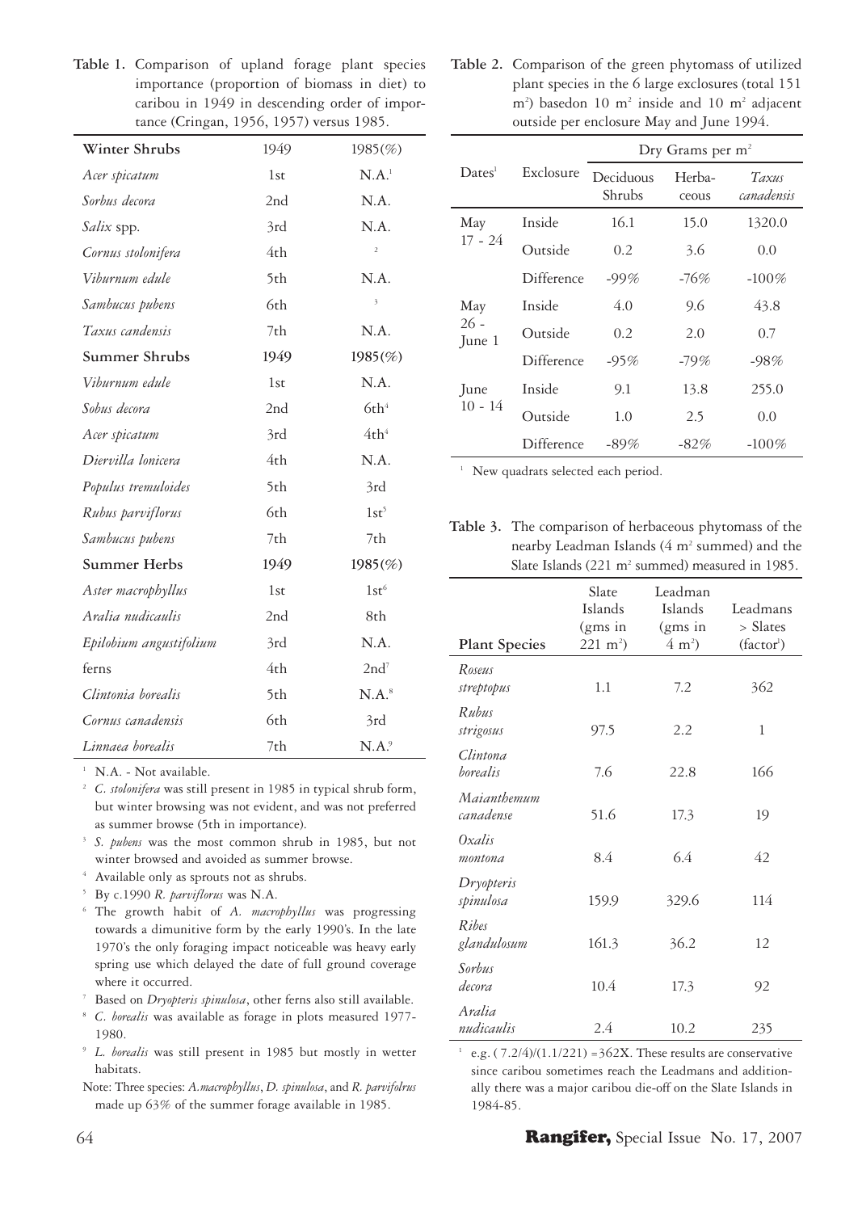**Table 1.** Comparison of upland forage plant species importance (proportion of biomass in diet) to caribou in 1949 in descending order of importance (Cringan, 1956, 1957) versus 1985.

| Winter Shrubs | 1949 | 1985(%) |
|---|---|---|
| *Acer spicatum* | 1st | N.A.[1] |
| *Sorbus decora* | 2nd | N.A. |
| *Salix* spp. | 3rd | N.A. |
| *Cornus stolonifera* | 4th | [2] |
| *Viburnum edule* | 5th | N.A. |
| *Sambucus pubens* | 6th | [3] |
| *Taxus candensis* | 7th | N.A. |
| **Summer Shrubs** | **1949** | **1985(%)** |
| *Viburnum edule* | 1st | N.A. |
| *Sobus decora* | 2nd | 6th[4] |
| *Acer spicatum* | 3rd | 4th[4] |
| *Diervilla lonicera* | 4th | N.A. |
| *Populus tremuloides* | 5th | 3rd |
| *Rubus parviflorus* | 6th | 1st[5] |
| *Sambucus pubens* | 7th | 7th |
| **Summer Herbs** | **1949** | **1985(%)** |
| *Aster macrophyllus* | 1st | 1st[6] |
| *Aralia nudicaulis* | 2nd | 8th |
| *Epilobium angustifolium* | 3rd | N.A. |
| ferns | 4th | 2nd[7] |
| *Clintonia borealis* | 5th | N.A.[8] |
| *Cornus canadensis* | 6th | 3rd |
| *Linnaea borealis* | 7th | N.A.[9] |

[1] N.A. - Not available.

[2] *C. stolonifera* was still present in 1985 in typical shrub form, but winter browsing was not evident, and was not preferred as summer browse (5th in importance).

[3] *S. pubens* was the most common shrub in 1985, but not winter browsed and avoided as summer browse.

[4] Available only as sprouts not as shrubs.

[5] By c.1990 *R. parviflorus* was N.A.

[6] The growth habit of *A. macrophyllus* was progressing towards a dimunitive form by the early 1990's. In the late 1970's the only foraging impact noticeable was heavy early spring use which delayed the date of full ground coverage where it occurred.

[7] Based on *Dryopteris spinulosa*, other ferns also still available.

[8] *C. borealis* was available as forage in plots measured 1977-1980.

[9] *L. borealis* was still present in 1985 but mostly in wetter habitats.

Note: Three species: *A.macrophyllus*, *D. spinulosa*, and *R. parvifolrus* made up 63% of the summer forage available in 1985.

**Table 2.** Comparison of the green phytomass of utilized plant species in the 6 large exclosures (total 151 m²) basedon 10 m² inside and 10 m² adjacent outside per enclosure May and June 1994.

| Dates[1] | Exclosure | Dry Grams per m² | | |
|---|---|---|---|---|
| | | Deciduous Shrubs | Herbaceous | *Taxus canadensis* |
| May 17 - 24 | Inside | 16.1 | 15.0 | 1320.0 |
| | Outside | 0.2 | 3.6 | 0.0 |
| | Difference | -99% | -76% | -100% |
| May 26 - June 1 | Inside | 4.0 | 9.6 | 43.8 |
| | Outside | 0.2 | 2.0 | 0.7 |
| | Difference | -95% | -79% | -98% |
| June 10 - 14 | Inside | 9.1 | 13.8 | 255.0 |
| | Outside | 1.0 | 2.5 | 0.0 |
| | Difference | -89% | -82% | -100% |

[1] New quadrats selected each period.

**Table 3.** The comparison of herbaceous phytomass of the nearby Leadman Islands (4 m² summed) and the Slate Islands (221 m² summed) measured in 1985.

| Plant Species | Slate Islands (gms in 221 m²) | Leadman Islands (gms in 4 m²) | Leadmans > Slates (factor[1]) |
|---|---|---|---|
| *Roseus streptopus* | 1.1 | 7.2 | 362 |
| *Rubus strigosus* | 97.5 | 2.2 | 1 |
| *Clintona borealis* | 7.6 | 22.8 | 166 |
| *Maianthemum canadense* | 51.6 | 17.3 | 19 |
| *Oxalis montona* | 8.4 | 6.4 | 42 |
| *Dryopteris spinulosa* | 159.9 | 329.6 | 114 |
| *Ribes glandulosum* | 161.3 | 36.2 | 12 |
| *Sorbus decora* | 10.4 | 17.3 | 92 |
| *Aralia nudicaulis* | 2.4 | 10.2 | 235 |

[1] e.g. $(7.2/4)/(1.1/221) = 362X$. These results are conservative since caribou sometimes reach the Leadmans and additionally there was a major caribou die-off on the Slate Islands in 1984-85.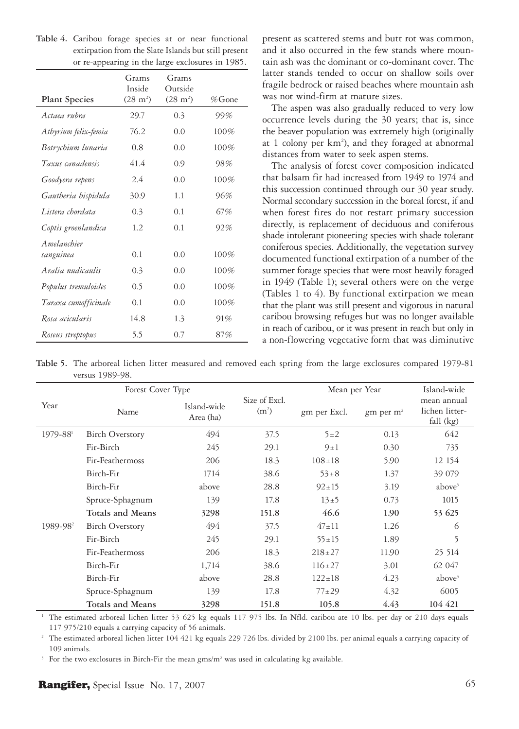**Table 4.** Caribou forage species at or near functional extirpation from the Slate Islands but still present or re-appearing in the large exclosures in 1985.

| Plant Species | Grams Inside (28 m²) | Grams Outside (28 m²) | %Gone |
|---|---|---|---|
| *Actaea rubra* | 29.7 | 0.3 | 99% |
| *Athyrium felix-femia* | 76.2 | 0.0 | 100% |
| *Botrychium lunaria* | 0.8 | 0.0 | 100% |
| *Taxus canadensis* | 41.4 | 0.9 | 98% |
| *Goodyera repens* | 2.4 | 0.0 | 100% |
| *Gautheria hispidula* | 30.9 | 1.1 | 96% |
| *Listera chordata* | 0.3 | 0.1 | 67% |
| *Coptis groenlandica* | 1.2 | 0.1 | 92% |
| *Amelanchier sanguinea* | 0.1 | 0.0 | 100% |
| *Aralia nudicaulis* | 0.3 | 0.0 | 100% |
| *Populus tremuloides* | 0.5 | 0.0 | 100% |
| *Taraxa cumofficinale* | 0.1 | 0.0 | 100% |
| *Rosa acicularis* | 14.8 | 1.3 | 91% |
| *Roseus streptopus* | 5.5 | 0.7 | 87% |

present as scattered stems and butt rot was common, and it also occurred in the few stands where mountain ash was the dominant or co-dominant cover. The latter stands tended to occur on shallow soils over fragile bedrock or raised beaches where mountain ash was not wind-firm at mature sizes.

The aspen was also gradually reduced to very low occurrence levels during the 30 years; that is, since the beaver population was extremely high (originally at 1 colony per km²), and they foraged at abnormal distances from water to seek aspen stems.

The analysis of forest cover composition indicated that balsam fir had increased from 1949 to 1974 and this succession continued through our 30 year study. Normal secondary succession in the boreal forest, if and when forest fires do not restart primary succession directly, is replacement of deciduous and coniferous shade intolerant pioneering species with shade tolerant coniferous species. Additionally, the vegetation survey documented functional extirpation of a number of the summer forage species that were most heavily foraged in 1949 (Table 1); several others were on the verge (Tables 1 to 4). By functional extirpation we mean that the plant was still present and vigorous in natural caribou browsing refuges but was no longer available in reach of caribou, or it was present in reach but only in a non-flowering vegetative form that was diminutive

**Table 5.** The arboreal lichen litter measured and removed each spring from the large exclosures compared 1979-81 versus 1989-98.

| Year | Forest Cover Type | | Size of Excl. (m²) | Mean per Year | | Island-wide mean annual lichen litter-fall (kg) |
|---|---|---|---|---|---|---|
| | Name | Island-wide Area (ha) | | gm per Excl. | gm per m² | |
| 1979-88[1] | Birch Overstory | 494 | 37.5 | 5±2 | 0.13 | 642 |
| | Fir-Birch | 245 | 29.1 | 9±1 | 0.30 | 735 |
| | Fir-Feathermoss | 206 | 18.3 | 108±18 | 5.90 | 12 154 |
| | Birch-Fir | 1714 | 38.6 | 53±8 | 1.37 | 39 079 |
| | Birch-Fir | above | 28.8 | 92±15 | 3.19 | above[3] |
| | Spruce-Sphagnum | 139 | 17.8 | 13±5 | 0.73 | 1015 |
| | **Totals and Means** | **3298** | **151.8** | **46.6** | **1.90** | **53 625** |
| 1989-98[2] | Birch Overstory | 494 | 37.5 | 47±11 | 1.26 | 6 |
| | Fir-Birch | 245 | 29.1 | 55±15 | 1.89 | 5 |
| | Fir-Feathermoss | 206 | 18.3 | 218±27 | 11.90 | 25 514 |
| | Birch-Fir | 1,714 | 38.6 | 116±27 | 3.01 | 62 047 |
| | Birch-Fir | above | 28.8 | 122±18 | 4.23 | above[3] |
| | Spruce-Sphagnum | 139 | 17.8 | 77±29 | 4.32 | 6005 |
| | **Totals and Means** | **3298** | **151.8** | **105.8** | **4.43** | **104 421** |

[1] The estimated arboreal lichen litter 53 625 kg equals 117 975 lbs. In Nfld. caribou ate 10 lbs. per day or 210 days equals 117 975/210 equals a carrying capacity of 56 animals.

[2] The estimated arboreal lichen litter 104 421 kg equals 229 726 lbs. divided by 2100 lbs. per animal equals a carrying capacity of 109 animals.

[3] For the two exclosures in Birch-Fir the mean gms/m² was used in calculating kg available.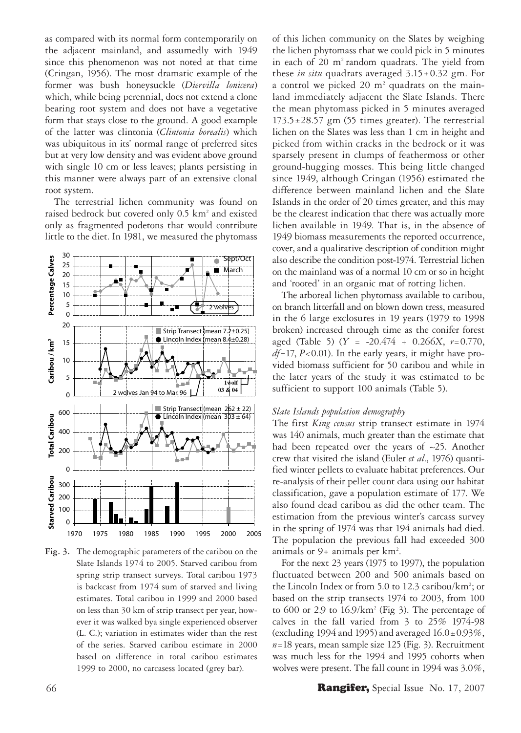as compared with its normal form contemporarily on the adjacent mainland, and assumedly with 1949 since this phenomenon was not noted at that time (Cringan, 1956). The most dramatic example of the former was bush honeysuckle (*Diervilla lonicera*) which, while being perennial, does not extend a clone bearing root system and does not have a vegetative form that stays close to the ground. A good example of the latter was clintonia (*Clintonia borealis*) which was ubiquitous in its' normal range of preferred sites but at very low density and was evident above ground with single 10 cm or less leaves; plants persisting in this manner were always part of an extensive clonal root system.

The terrestrial lichen community was found on raised bedrock but covered only 0.5 km² and existed only as fragmented podetons that would contribute little to the diet. In 1981, we measured the phytomass of this lichen community on the Slates by weighing the lichen phytomass that we could pick in 5 minutes in each of 20 m² random quadrats. The yield from these *in situ* quadrats averaged 3.15±0.32 gm. For a control we picked 20 m² quadrats on the mainland immediately adjacent the Slate Islands. There the mean phytomass picked in 5 minutes averaged 173.5±28.57 gm (55 times greater). The terrestrial lichen on the Slates was less than 1 cm in height and picked from within cracks in the bedrock or it was sparsely present in clumps of feathermoss or other ground-hugging mosses. This being little changed since 1949, although Cringan (1956) estimated the difference between mainland lichen and the Slate Islands in the order of 20 times greater, and this may be the clearest indication that there was actually more lichen available in 1949. That is, in the absence of 1949 biomass measurements the reported occurrence, cover, and a qualitative description of condition might also describe the condition post-1974. Terrestrial lichen on the mainland was of a normal 10 cm or so in height and 'rooted' in an organic mat of rotting lichen.

**Fig. 3.** The demographic parameters of the caribou on the Slate Islands 1974 to 2005. Starved caribou from spring strip transect surveys. Total caribou 1973 is backcast from 1974 sum of starved and living estimates. Total caribou in 1999 and 2000 based on less than 30 km of strip transect per year, however it was walked bya single experienced observer (L. C.); variation in estimates wider than the rest of the series. Starved caribou estimate in 2000 based on difference in total caribou estimates 1999 to 2000, no carcasess located (grey bar).

The arboreal lichen phytomass available to caribou, on branch litterfall and on blown down tress, measured in the 6 large exclosures in 19 years (1979 to 1998 broken) increased through time as the conifer forest aged (Table 5) ($Y = -20.474 + 0.266X$, $r=0.770$, $df=17$, $P<0.01$). In the early years, it might have provided biomass sufficient for 50 caribou and while in the later years of the study it was estimated to be sufficient to support 100 animals (Table 5).

### *Slate Islands population demography*

The first *King census* strip transect estimate in 1974 was 140 animals, much greater than the estimate that had been repeated over the years of ~25. Another crew that visited the island (Euler *et al.*, 1976) quantified winter pellets to evaluate habitat preferences. Our re-analysis of their pellet count data using our habitat classification, gave a population estimate of 177. We also found dead caribou as did the other team. The estimation from the previous winter's carcass survey in the spring of 1974 was that 194 animals had died. The population the previous fall had exceeded 300 animals or 9+ animals per km².

For the next 23 years (1975 to 1997), the population fluctuated between 200 and 500 animals based on the Lincoln Index or from 5.0 to 12.3 caribou/km²; or based on the strip transects 1974 to 2003, from 100 to 600 or 2.9 to 16.9/km² (Fig 3). The percentage of calves in the fall varied from 3 to 25% 1974-98 (excluding 1994 and 1995) and averaged 16.0±0.93%, $n=18$ years, mean sample size 125 (Fig. 3). Recruitment was much less for the 1994 and 1995 cohorts when wolves were present. The fall count in 1994 was 3.0%,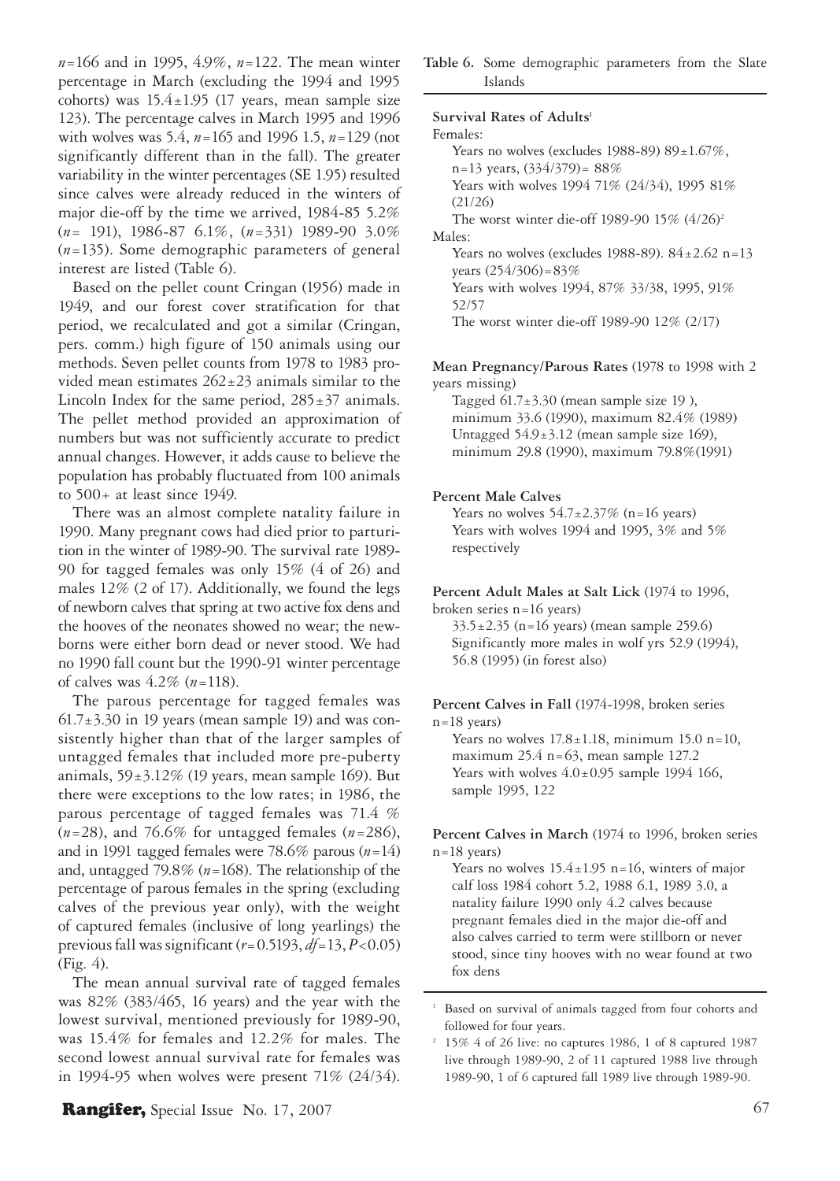*n*=166 and in 1995, 4.9%, *n*=122. The mean winter percentage in March (excluding the 1994 and 1995 cohorts) was 15.4±1.95 (17 years, mean sample size 123). The percentage calves in March 1995 and 1996 with wolves was 5.4, *n*=165 and 1996 1.5, *n*=129 (not significantly different than in the fall). The greater variability in the winter percentages (SE 1.95) resulted since calves were already reduced in the winters of major die-off by the time we arrived, 1984-85 5.2% (*n*= 191), 1986-87 6.1%, (*n*=331) 1989-90 3.0% (*n*=135). Some demographic parameters of general interest are listed (Table 6).

Based on the pellet count Cringan (1956) made in 1949, and our forest cover stratification for that period, we recalculated and got a similar (Cringan, pers. comm.) high figure of 150 animals using our methods. Seven pellet counts from 1978 to 1983 provided mean estimates 262±23 animals similar to the Lincoln Index for the same period, 285±37 animals. The pellet method provided an approximation of numbers but was not sufficiently accurate to predict annual changes. However, it adds cause to believe the population has probably fluctuated from 100 animals to 500+ at least since 1949.

There was an almost complete natality failure in 1990. Many pregnant cows had died prior to parturition in the winter of 1989-90. The survival rate 1989-90 for tagged females was only 15% (4 of 26) and males 12% (2 of 17). Additionally, we found the legs of newborn calves that spring at two active fox dens and the hooves of the neonates showed no wear; the newborns were either born dead or never stood. We had no 1990 fall count but the 1990-91 winter percentage of calves was 4.2% (*n*=118).

The parous percentage for tagged females was 61.7±3.30 in 19 years (mean sample 19) and was consistently higher than that of the larger samples of untagged females that included more pre-puberty animals, 59±3.12% (19 years, mean sample 169). But there were exceptions to the low rates; in 1986, the parous percentage of tagged females was 71.4 % (*n*=28), and 76.6% for untagged females (*n*=286), and in 1991 tagged females were 78.6% parous (*n*=14) and, untagged 79.8% (*n*=168). The relationship of the percentage of parous females in the spring (excluding calves of the previous year only), with the weight of captured females (inclusive of long yearlings) the previous fall was significant ($r=0.5193$, $df=13$, $P<0.05$) (Fig. 4).

The mean annual survival rate of tagged females was 82% (383/465, 16 years) and the year with the lowest survival, mentioned previously for 1989-90, was 15.4% for females and 12.2% for males. The second lowest annual survival rate for females was in 1994-95 when wolves were present 71% (24/34).

**Table 6.** Some demographic parameters from the Slate Islands

**Survival Rates of Adults**[1]

Females:
- Years no wolves (excludes 1988-89) 89±1.67%, n=13 years, (334/379)= 88%
- Years with wolves 1994 71% (24/34), 1995 81% (21/26)
- The worst winter die-off 1989-90 15% (4/26)[2]

Males:
- Years no wolves (excludes 1988-89). 84±2.62 n=13 years (254/306)=83%
- Years with wolves 1994, 87% 33/38, 1995, 91% 52/57
- The worst winter die-off 1989-90 12% (2/17)

**Mean Pregnancy/Parous Rates** (1978 to 1998 with 2 years missing)
- Tagged 61.7±3.30 (mean sample size 19 ), minimum 33.6 (1990), maximum 82.4% (1989)
- Untagged 54.9±3.12 (mean sample size 169), minimum 29.8 (1990), maximum 79.8%(1991)

**Percent Male Calves**
- Years no wolves 54.7±2.37% (n=16 years)
- Years with wolves 1994 and 1995, 3% and 5% respectively

**Percent Adult Males at Salt Lick** (1974 to 1996, broken series n=16 years)
- 33.5±2.35 (n=16 years) (mean sample 259.6)
- Significantly more males in wolf yrs 52.9 (1994), 56.8 (1995) (in forest also)

**Percent Calves in Fall** (1974-1998, broken series n=18 years)
- Years no wolves 17.8±1.18, minimum 15.0 n=10, maximum 25.4 n=63, mean sample 127.2
- Years with wolves 4.0±0.95 sample 1994 166, sample 1995, 122

**Percent Calves in March** (1974 to 1996, broken series n=18 years)
- Years no wolves 15.4±1.95 n=16, winters of major calf loss 1984 cohort 5.2, 1988 6.1, 1989 3.0, a natality failure 1990 only 4.2 calves because pregnant females died in the major die-off and also calves carried to term were stillborn or never stood, since tiny hooves with no wear found at two fox dens

[1] Based on survival of animals tagged from four cohorts and followed for four years.

[2] 15% 4 of 26 live: no captures 1986, 1 of 8 captured 1987 live through 1989-90, 2 of 11 captured 1988 live through 1989-90, 1 of 6 captured fall 1989 live through 1989-90.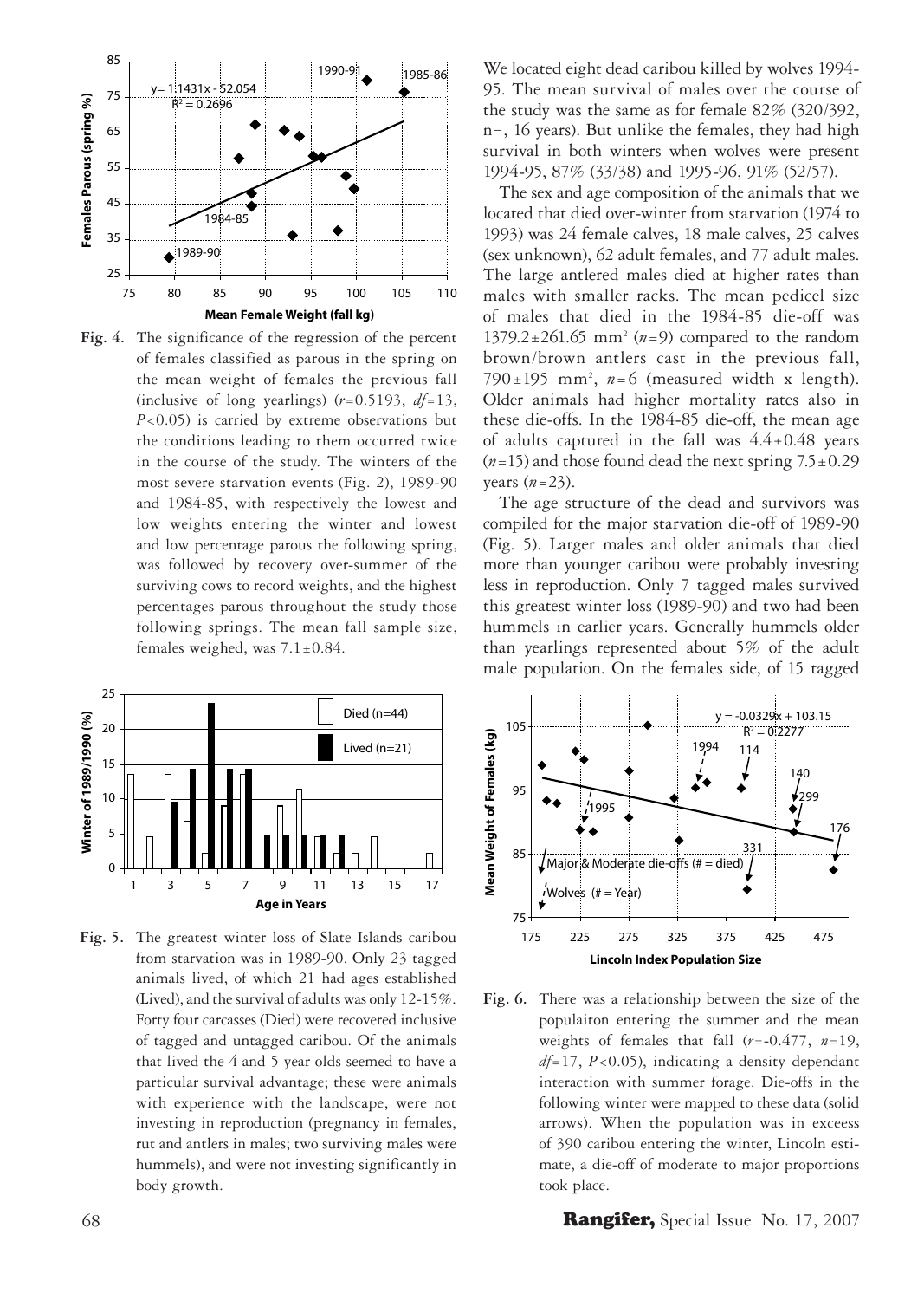**Fig. 4.** The significance of the regression of the percent of females classified as parous in the spring on the mean weight of females the previous fall (inclusive of long yearlings) ($r$=0.5193, $df$=13, $P$<0.05) is carried by extreme observations but the conditions leading to them occurred twice in the course of the study. The winters of the most severe starvation events (Fig. 2), 1989-90 and 1984-85, with respectively the lowest and low weights entering the winter and lowest and low percentage parous the following spring, was followed by recovery over-summer of the surviving cows to record weights, and the highest percentages parous throughout the study those following springs. The mean fall sample size, females weighed, was 7.1±0.84.

**Fig. 5.** The greatest winter loss of Slate Islands caribou from starvation was in 1989-90. Only 23 tagged animals lived, of which 21 had ages established (Lived), and the survival of adults was only 12-15%. Forty four carcasses (Died) were recovered inclusive of tagged and untagged caribou. Of the animals that lived the 4 and 5 year olds seemed to have a particular survival advantage; these were animals with experience with the landscape, were not investing in reproduction (pregnancy in females, rut and antlers in males; two surviving males were hummels), and were not investing significantly in body growth.

We located eight dead caribou killed by wolves 1994-95. The mean survival of males over the course of the study was the same as for female 82% (320/392, n=, 16 years). But unlike the females, they had high survival in both winters when wolves were present 1994-95, 87% (33/38) and 1995-96, 91% (52/57).

The sex and age composition of the animals that we located that died over-winter from starvation (1974 to 1993) was 24 female calves, 18 male calves, 25 calves (sex unknown), 62 adult females, and 77 adult males. The large antlered males died at higher rates than males with smaller racks. The mean pedicel size of males that died in the 1984-85 die-off was 1379.2±261.65 mm$^2$ ($n$=9) compared to the random brown/brown antlers cast in the previous fall, 790±195 mm$^2$, $n$=6 (measured width x length). Older animals had higher mortality rates also in these die-offs. In the 1984-85 die-off, the mean age of adults captured in the fall was 4.4±0.48 years ($n$=15) and those found dead the next spring 7.5±0.29 years ($n$=23).

The age structure of the dead and survivors was compiled for the major starvation die-off of 1989-90 (Fig. 5). Larger males and older animals that died more than younger caribou were probably investing less in reproduction. Only 7 tagged males survived this greatest winter loss (1989-90) and two had been hummels in earlier years. Generally hummels older than yearlings represented about 5% of the adult male population. On the females side, of 15 tagged

**Fig. 6.** There was a relationship between the size of the populaiton entering the summer and the mean weights of females that fall ($r$=-0.477, $n$=19, $df$=17, $P$<0.05), indicating a density dependant interaction with summer forage. Die-offs in the following winter were mapped to these data (solid arrows). When the population was in exceess of 390 caribou entering the winter, Lincoln estimate, a die-off of moderate to major proportions took place.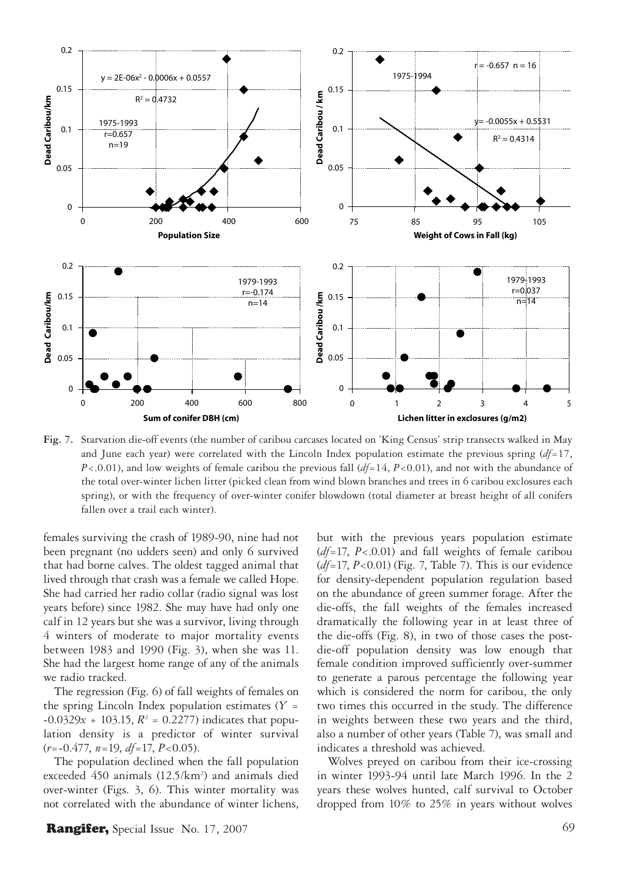**Fig. 7.** Starvation die-off events (the number of caribou carcases located on 'King Census' strip transects walked in May and June each year) were correlated with the Lincoln Index population estimate the previous spring ($df$=17, $P$<.0.01), and low weights of female caribou the previous fall ($df$=14, $P$<0.01), and not with the abundance of the total over-winter lichen litter (picked clean from wind blown branches and trees in 6 caribou exclosures each spring), or with the frequency of over-winter conifer blowdown (total diameter at breast height of all conifers fallen over a trail each winter).

females surviving the crash of 1989-90, nine had not been pregnant (no udders seen) and only 6 survived that had borne calves. The oldest tagged animal that lived through that crash was a female we called Hope. She had carried her radio collar (radio signal was lost years before) since 1982. She may have had only one calf in 12 years but she was a survivor, living through 4 winters of moderate to major mortality events between 1983 and 1990 (Fig. 3), when she was 11. She had the largest home range of any of the animals we radio tracked.

The regression (Fig. 6) of fall weights of females on the spring Lincoln Index population estimates ($Y$ = -0.0329$x$ + 103.15, $R^2$ = 0.2277) indicates that population density is a predictor of winter survival ($r$=-0.477, $n$=19, $df$=17, $P$<0.05).

The population declined when the fall population exceeded 450 animals (12.5/km²) and animals died over-winter (Figs. 3, 6). This winter mortality was not correlated with the abundance of winter lichens, but with the previous years population estimate ($df$=17, $P$<.0.01) and fall weights of female caribou ($df$=17, $P$<0.01) (Fig. 7, Table 7). This is our evidence for density-dependent population regulation based on the abundance of green summer forage. After the die-offs, the fall weights of the females increased dramatically the following year in at least three of the die-offs (Fig. 8), in two of those cases the post-die-off population density was low enough that female condition improved sufficiently over-summer to generate a parous percentage the following year which is considered the norm for caribou, the only two times this occurred in the study. The difference in weights between these two years and the third, also a number of other years (Table 7), was small and indicates a threshold was achieved.

Wolves preyed on caribou from their ice-crossing in winter 1993-94 until late March 1996. In the 2 years these wolves hunted, calf survival to October dropped from 10% to 25% in years without wolves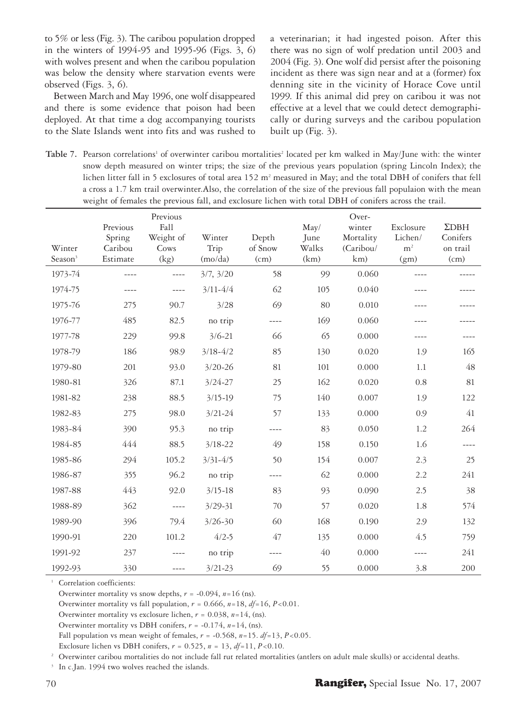to 5% or less (Fig. 3). The caribou population dropped in the winters of 1994-95 and 1995-96 (Figs. 3, 6) with wolves present and when the caribou population was below the density where starvation events were observed (Figs. 3, 6).

Between March and May 1996, one wolf disappeared and there is some evidence that poison had been deployed. At that time a dog accompanying tourists to the Slate Islands went into fits and was rushed to a veterinarian; it had ingested poison. After this there was no sign of wolf predation until 2003 and 2004 (Fig. 3). One wolf did persist after the poisoning incident as there was sign near and at a (former) fox denning site in the vicinity of Horace Cove until 1999. If this animal did prey on caribou it was not effective at a level that we could detect demographically or during surveys and the caribou population built up (Fig. 3).

**Table 7.** Pearson correlations[1] of overwinter caribou mortalities[2] located per km walked in May/June with: the winter snow depth measured on winter trips; the size of the previous years population (spring Lincoln Index); the lichen litter fall in 5 exclosures of total area 152 $m^2$ measured in May; and the total DBH of conifers that fell a cross a 1.7 km trail overwinter.Also, the correlation of the size of the previous fall populaion with the mean weight of females the previous fall, and exclosure lichen with total DBH of conifers across the trail.

| Winter Season[3] | Previous Spring Caribou Estimate | Previous Fall Weight of Cows (kg) | Winter Trip (mo/da) | Depth of Snow (cm) | May/ June Walks (km) | Over-winter Mortality (Caribou/ km) | Exclosure Lichen/ $m^2$ (gm) | ΣDBH Conifers on trail (cm) |
|---|---|---|---|---|---|---|---|---|
| 1973-74 | ---- | ---- | 3/7, 3/20 | 58 | 99 | 0.060 | ---- | ----- |
| 1974-75 | ---- | ---- | 3/11-4/4 | 62 | 105 | 0.040 | ---- | ----- |
| 1975-76 | 275 | 90.7 | 3/28 | 69 | 80 | 0.010 | ---- | ----- |
| 1976-77 | 485 | 82.5 | no trip | ---- | 169 | 0.060 | ---- | ----- |
| 1977-78 | 229 | 99.8 | 3/6-21 | 66 | 65 | 0.000 | ---- | ---- |
| 1978-79 | 186 | 98.9 | 3/18-4/2 | 85 | 130 | 0.020 | 1.9 | 165 |
| 1979-80 | 201 | 93.0 | 3/20-26 | 81 | 101 | 0.000 | 1.1 | 48 |
| 1980-81 | 326 | 87.1 | 3/24-27 | 25 | 162 | 0.020 | 0.8 | 81 |
| 1981-82 | 238 | 88.5 | 3/15-19 | 75 | 140 | 0.007 | 1.9 | 122 |
| 1982-83 | 275 | 98.0 | 3/21-24 | 57 | 133 | 0.000 | 0.9 | 41 |
| 1983-84 | 390 | 95.3 | no trip | ---- | 83 | 0.050 | 1.2 | 264 |
| 1984-85 | 444 | 88.5 | 3/18-22 | 49 | 158 | 0.150 | 1.6 | ---- |
| 1985-86 | 294 | 105.2 | 3/31-4/5 | 50 | 154 | 0.007 | 2.3 | 25 |
| 1986-87 | 355 | 96.2 | no trip | ---- | 62 | 0.000 | 2.2 | 241 |
| 1987-88 | 443 | 92.0 | 3/15-18 | 83 | 93 | 0.090 | 2.5 | 38 |
| 1988-89 | 362 | ---- | 3/29-31 | 70 | 57 | 0.020 | 1.8 | 574 |
| 1989-90 | 396 | 79.4 | 3/26-30 | 60 | 168 | 0.190 | 2.9 | 132 |
| 1990-91 | 220 | 101.2 | 4/2-5 | 47 | 135 | 0.000 | 4.5 | 759 |
| 1991-92 | 237 | ---- | no trip | ---- | 40 | 0.000 | ---- | 241 |
| 1992-93 | 330 | ---- | 3/21-23 | 69 | 55 | 0.000 | 3.8 | 200 |

[1] Correlation coefficients:

Overwinter mortality vs snow depths, $r$ = -0.094, $n$=16 (ns).

Overwinter mortality vs fall population, $r$ = 0.666, $n$=18, $df$=16, $P$<0.01.

Overwinter mortality vs exclosure lichen, $r$ = 0.038, $n$=14, (ns).

Overwinter mortality vs DBH conifers, $r$ = -0.174, $n$=14, (ns).

Fall population vs mean weight of females, $r$ = -0.568, $n$=15. $df$=13, $P$<0.05.

Exclosure lichen vs DBH conifers, $r$ = 0.525, $n$ = 13, $df$=11, $P$<0.10.

[2] Overwinter caribou mortalities do not include fall rut related mortalities (antlers on adult male skulls) or accidental deaths.

[3] In c.Jan. 1994 two wolves reached the islands.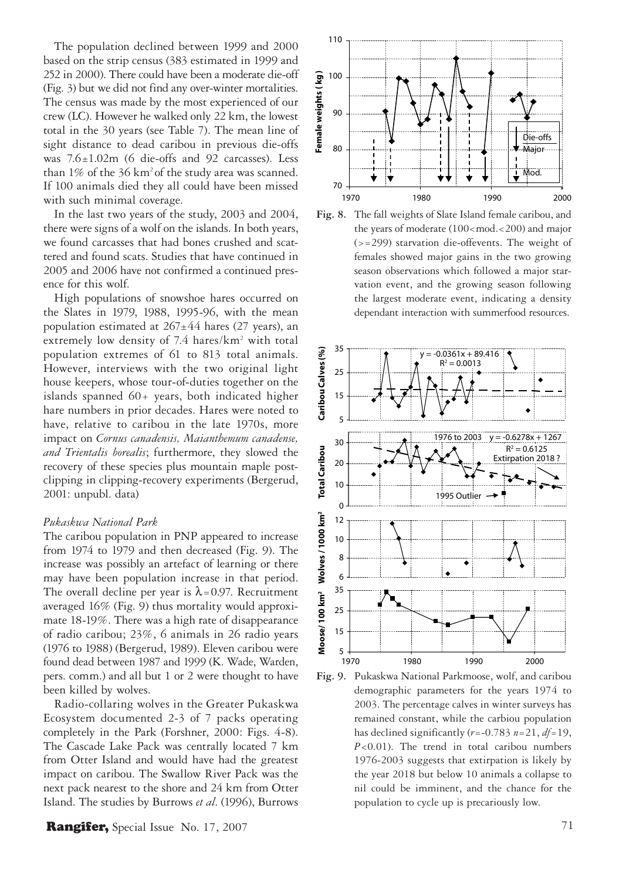The population declined between 1999 and 2000 based on the strip census (383 estimated in 1999 and 252 in 2000). There could have been a moderate die-off (Fig. 3) but we did not find any over-winter mortalities. The census was made by the most experienced of our crew (LC). However he walked only 22 km, the lowest total in the 30 years (see Table 7). The mean line of sight distance to dead caribou in previous die-offs was 7.6±1.02m (6 die-offs and 92 carcasses). Less than 1% of the 36 km$^2$ of the study area was scanned. If 100 animals died they all could have been missed with such minimal coverage.

In the last two years of the study, 2003 and 2004, there were signs of a wolf on the islands. In both years, we found carcasses that had bones crushed and scattered and found scats. Studies that have continued in 2005 and 2006 have not confirmed a continued presence for this wolf.

High populations of snowshoe hares occurred on the Slates in 1979, 1988, 1995-96, with the mean population estimated at 267±44 hares (27 years), an extremely low density of 7.4 hares/km$^2$ with total population extremes of 61 to 813 total animals. However, interviews with the two original light house keepers, whose tour-of-duties together on the islands spanned 60+ years, both indicated higher hare numbers in prior decades. Hares were noted to have, relative to caribou in the late 1970s, more impact on *Cornus canadensis, Maianthemum canadense, and Trientalis borealis*; furthermore, they slowed the recovery of these species plus mountain maple post-clipping in clipping-recovery experiments (Bergerud, 2001: unpubl. data)

*Pukaskwa National Park*

The caribou population in PNP appeared to increase from 1974 to 1979 and then decreased (Fig. 9). The increase was possibly an artefact of learning or there may have been population increase in that period. The overall decline per year is λ=0.97. Recruitment averaged 16% (Fig. 9) thus mortality would approximate 18-19%. There was a high rate of disappearance of radio caribou; 23%, 6 animals in 26 radio years (1976 to 1988) (Bergerud, 1989). Eleven caribou were found dead between 1987 and 1999 (K. Wade, Warden, pers. comm.) and all but 1 or 2 were thought to have been killed by wolves.

Radio-collaring wolves in the Greater Pukaskwa Ecosystem documented 2-3 of 7 packs operating completely in the Park (Forshner, 2000: Figs. 4-8). The Cascade Lake Pack was centrally located 7 km from Otter Island and would have had the greatest impact on caribou. The Swallow River Pack was the next pack nearest to the shore and 24 km from Otter Island. The studies by Burrows *et al*. (1996), Burrows

**Fig. 8.** The fall weights of Slate Island female caribou, and the years of moderate (100<mod.<200) and major (>=299) starvation die-offevents. The weight of females showed major gains in the two growing season observations which followed a major starvation event, and the growing season following the largest moderate event, indicating a density dependant interaction with summerfood resources.

**Fig. 9.** Pukaskwa National Parkmoose, wolf, and caribou demographic parameters for the years 1974 to 2003. The percentage calves in winter surveys has remained constant, while the carbiou population has declined significantly ($r$=-0.783 $n$=21, $df$=19, $P$<0.01). The trend in total caribou numbers 1976-2003 suggests that extirpation is likely by the year 2018 but below 10 animals a collapse to nil could be imminent, and the chance for the population to cycle up is precariously low.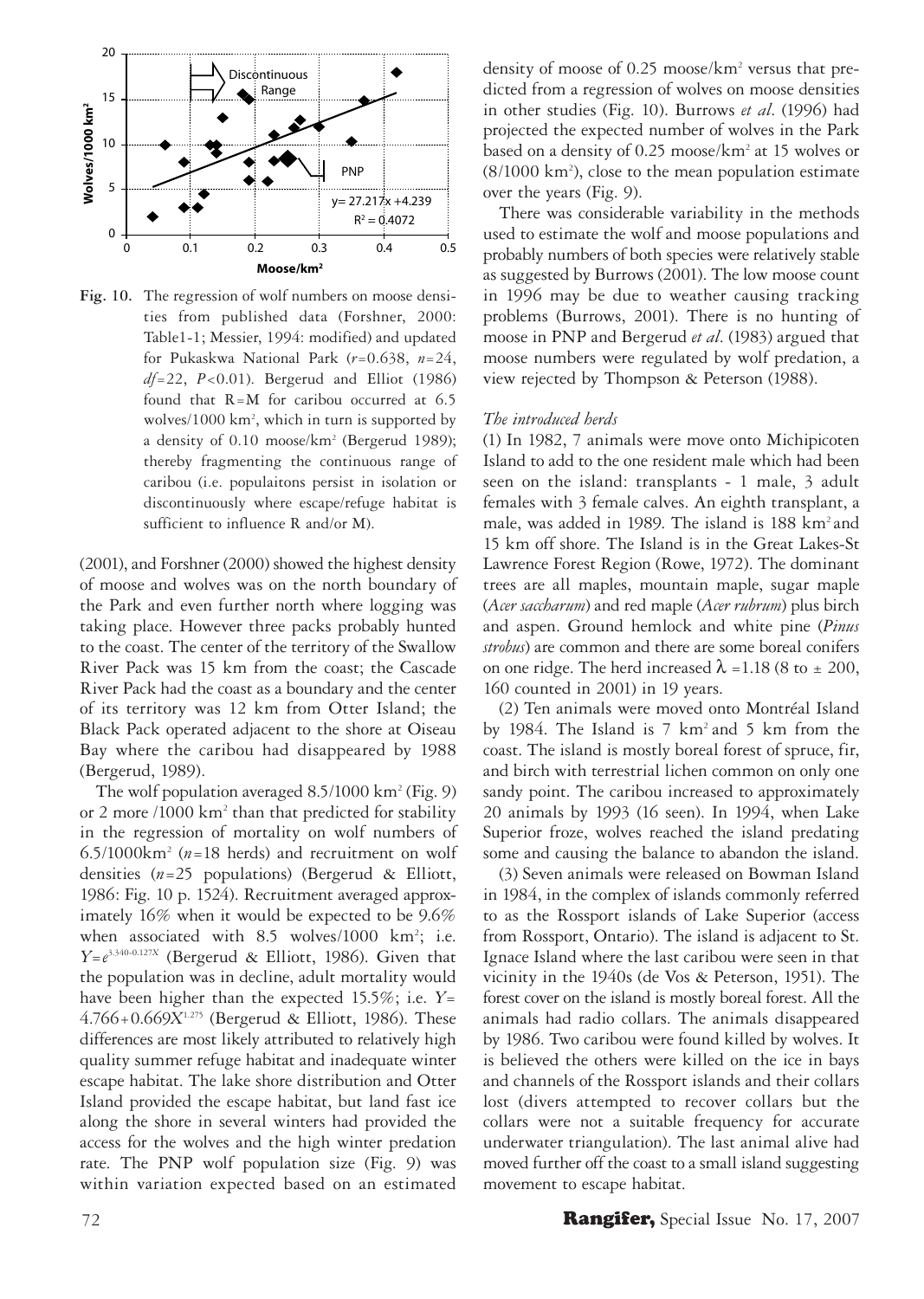**Fig. 10.** The regression of wolf numbers on moose densities from published data (Forshner, 2000: Table1-1; Messier, 1994: modified) and updated for Pukaskwa National Park ($r$=0.638, $n$=24, $df$=22, $P$<0.01). Bergerud and Elliot (1986) found that R=M for caribou occurred at 6.5 wolves/1000 km², which in turn is supported by a density of 0.10 moose/km² (Bergerud 1989); thereby fragmenting the continuous range of caribou (i.e. populaitons persist in isolation or discontinuously where escape/refuge habitat is sufficient to influence R and/or M).

(2001), and Forshner (2000) showed the highest density of moose and wolves was on the north boundary of the Park and even further north where logging was taking place. However three packs probably hunted to the coast. The center of the territory of the Swallow River Pack was 15 km from the coast; the Cascade River Pack had the coast as a boundary and the center of its territory was 12 km from Otter Island; the Black Pack operated adjacent to the shore at Oiseau Bay where the caribou had disappeared by 1988 (Bergerud, 1989).

The wolf population averaged 8.5/1000 km² (Fig. 9) or 2 more /1000 km² than that predicted for stability in the regression of mortality on wolf numbers of 6.5/1000km² ($n$=18 herds) and recruitment on wolf densities ($n$=25 populations) (Bergerud & Elliott, 1986: Fig. 10 p. 1524). Recruitment averaged approximately 16% when it would be expected to be 9.6% when associated with 8.5 wolves/1000 km²; i.e. $Y = e^{3.340-0.127X}$ (Bergerud & Elliott, 1986). Given that the population was in decline, adult mortality would have been higher than the expected 15.5%; i.e. $Y = 4.766 + 0.669X^{1.275}$ (Bergerud & Elliott, 1986). These differences are most likely attributed to relatively high quality summer refuge habitat and inadequate winter escape habitat. The lake shore distribution and Otter Island provided the escape habitat, but land fast ice along the shore in several winters had provided the access for the wolves and the high winter predation rate. The PNP wolf population size (Fig. 9) was within variation expected based on an estimated density of moose of 0.25 moose/km² versus that predicted from a regression of wolves on moose densities in other studies (Fig. 10). Burrows *et al*. (1996) had projected the expected number of wolves in the Park based on a density of 0.25 moose/km² at 15 wolves or (8/1000 km²), close to the mean population estimate over the years (Fig. 9).

There was considerable variability in the methods used to estimate the wolf and moose populations and probably numbers of both species were relatively stable as suggested by Burrows (2001). The low moose count in 1996 may be due to weather causing tracking problems (Burrows, 2001). There is no hunting of moose in PNP and Bergerud *et al*. (1983) argued that moose numbers were regulated by wolf predation, a view rejected by Thompson & Peterson (1988).

*The introduced herds*

(1) In 1982, 7 animals were move onto Michipicoten Island to add to the one resident male which had been seen on the island: transplants - 1 male, 3 adult females with 3 female calves. An eighth transplant, a male, was added in 1989. The island is 188 km² and 15 km off shore. The Island is in the Great Lakes-St Lawrence Forest Region (Rowe, 1972). The dominant trees are all maples, mountain maple, sugar maple (*Acer saccharum*) and red maple (*Acer rubrum*) plus birch and aspen. Ground hemlock and white pine (*Pinus strobus*) are common and there are some boreal conifers on one ridge. The herd increased $\lambda$ =1.18 (8 to ± 200, 160 counted in 2001) in 19 years.

(2) Ten animals were moved onto Montréal Island by 1984. The Island is 7 km² and 5 km from the coast. The island is mostly boreal forest of spruce, fir, and birch with terrestrial lichen common on only one sandy point. The caribou increased to approximately 20 animals by 1993 (16 seen). In 1994, when Lake Superior froze, wolves reached the island predating some and causing the balance to abandon the island.

(3) Seven animals were released on Bowman Island in 1984, in the complex of islands commonly referred to as the Rossport islands of Lake Superior (access from Rossport, Ontario). The island is adjacent to St. Ignace Island where the last caribou were seen in that vicinity in the 1940s (de Vos & Peterson, 1951). The forest cover on the island is mostly boreal forest. All the animals had radio collars. The animals disappeared by 1986. Two caribou were found killed by wolves. It is believed the others were killed on the ice in bays and channels of the Rossport islands and their collars lost (divers attempted to recover collars but the collars were not a suitable frequency for accurate underwater triangulation). The last animal alive had moved further off the coast to a small island suggesting movement to escape habitat.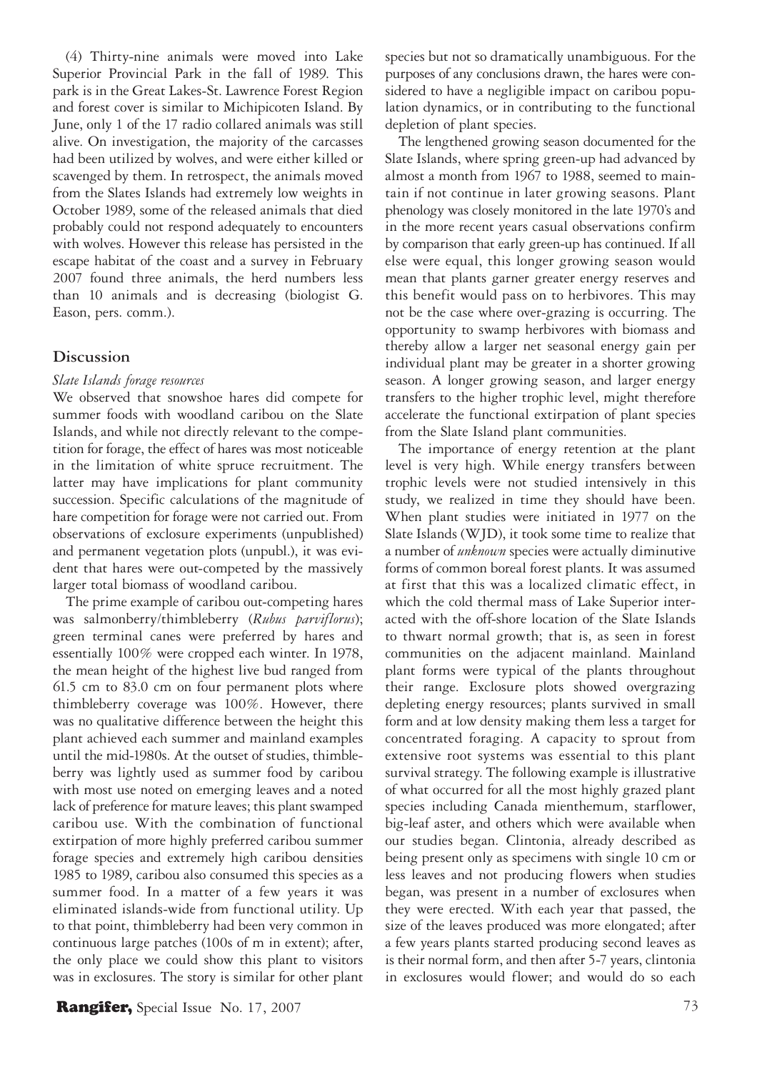(4) Thirty-nine animals were moved into Lake Superior Provincial Park in the fall of 1989. This park is in the Great Lakes-St. Lawrence Forest Region and forest cover is similar to Michipicoten Island. By June, only 1 of the 17 radio collared animals was still alive. On investigation, the majority of the carcasses had been utilized by wolves, and were either killed or scavenged by them. In retrospect, the animals moved from the Slates Islands had extremely low weights in October 1989, some of the released animals that died probably could not respond adequately to encounters with wolves. However this release has persisted in the escape habitat of the coast and a survey in February 2007 found three animals, the herd numbers less than 10 animals and is decreasing (biologist G. Eason, pers. comm.).

## Discussion

### *Slate Islands forage resources*

We observed that snowshoe hares did compete for summer foods with woodland caribou on the Slate Islands, and while not directly relevant to the competition for forage, the effect of hares was most noticeable in the limitation of white spruce recruitment. The latter may have implications for plant community succession. Specific calculations of the magnitude of hare competition for forage were not carried out. From observations of exclosure experiments (unpublished) and permanent vegetation plots (unpubl.), it was evident that hares were out-competed by the massively larger total biomass of woodland caribou.

The prime example of caribou out-competing hares was salmonberry/thimbleberry (*Rubus parviflorus*); green terminal canes were preferred by hares and essentially 100% were cropped each winter. In 1978, the mean height of the highest live bud ranged from 61.5 cm to 83.0 cm on four permanent plots where thimbleberry coverage was 100%. However, there was no qualitative difference between the height this plant achieved each summer and mainland examples until the mid-1980s. At the outset of studies, thimbleberry was lightly used as summer food by caribou with most use noted on emerging leaves and a noted lack of preference for mature leaves; this plant swamped caribou use. With the combination of functional extirpation of more highly preferred caribou summer forage species and extremely high caribou densities 1985 to 1989, caribou also consumed this species as a summer food. In a matter of a few years it was eliminated islands-wide from functional utility. Up to that point, thimbleberry had been very common in continuous large patches (100s of m in extent); after, the only place we could show this plant to visitors was in exclosures. The story is similar for other plant species but not so dramatically unambiguous. For the purposes of any conclusions drawn, the hares were considered to have a negligible impact on caribou population dynamics, or in contributing to the functional depletion of plant species.

The lengthened growing season documented for the Slate Islands, where spring green-up had advanced by almost a month from 1967 to 1988, seemed to maintain if not continue in later growing seasons. Plant phenology was closely monitored in the late 1970's and in the more recent years casual observations confirm by comparison that early green-up has continued. If all else were equal, this longer growing season would mean that plants garner greater energy reserves and this benefit would pass on to herbivores. This may not be the case where over-grazing is occurring. The opportunity to swamp herbivores with biomass and thereby allow a larger net seasonal energy gain per individual plant may be greater in a shorter growing season. A longer growing season, and larger energy transfers to the higher trophic level, might therefore accelerate the functional extirpation of plant species from the Slate Island plant communities.

The importance of energy retention at the plant level is very high. While energy transfers between trophic levels were not studied intensively in this study, we realized in time they should have been. When plant studies were initiated in 1977 on the Slate Islands (WJD), it took some time to realize that a number of *unknown* species were actually diminutive forms of common boreal forest plants. It was assumed at first that this was a localized climatic effect, in which the cold thermal mass of Lake Superior interacted with the off-shore location of the Slate Islands to thwart normal growth; that is, as seen in forest communities on the adjacent mainland. Mainland plant forms were typical of the plants throughout their range. Exclosure plots showed overgrazing depleting energy resources; plants survived in small form and at low density making them less a target for concentrated foraging. A capacity to sprout from extensive root systems was essential to this plant survival strategy. The following example is illustrative of what occurred for all the most highly grazed plant species including Canada mienthemum, starflower, big-leaf aster, and others which were available when our studies began. Clintonia, already described as being present only as specimens with single 10 cm or less leaves and not producing flowers when studies began, was present in a number of exclosures when they were erected. With each year that passed, the size of the leaves produced was more elongated; after a few years plants started producing second leaves as is their normal form, and then after 5-7 years, clintonia in exclosures would flower; and would do so each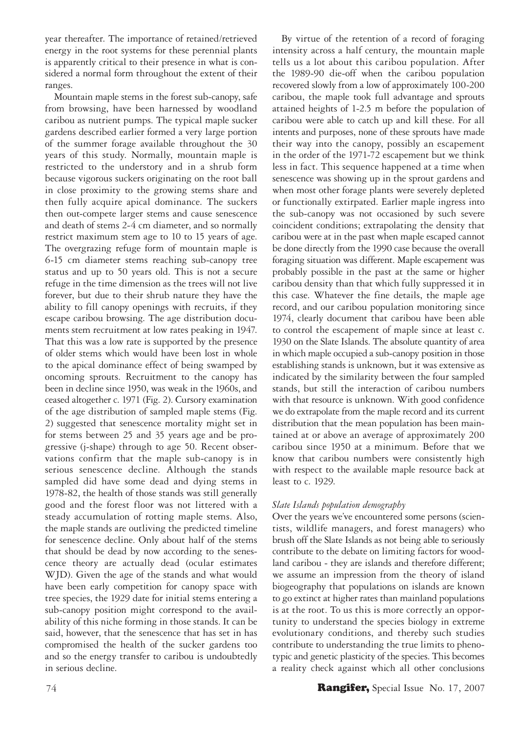year thereafter. The importance of retained/retrieved energy in the root systems for these perennial plants is apparently critical to their presence in what is considered a normal form throughout the extent of their ranges.

Mountain maple stems in the forest sub-canopy, safe from browsing, have been harnessed by woodland caribou as nutrient pumps. The typical maple sucker gardens described earlier formed a very large portion of the summer forage available throughout the 30 years of this study. Normally, mountain maple is restricted to the understory and in a shrub form because vigorous suckers originating on the root ball in close proximity to the growing stems share and then fully acquire apical dominance. The suckers then out-compete larger stems and cause senescence and death of stems 2-4 cm diameter, and so normally restrict maximum stem age to 10 to 15 years of age. The overgrazing refuge form of mountain maple is 6-15 cm diameter stems reaching sub-canopy tree status and up to 50 years old. This is not a secure refuge in the time dimension as the trees will not live forever, but due to their shrub nature they have the ability to fill canopy openings with recruits, if they escape caribou browsing. The age distribution documents stem recruitment at low rates peaking in 1947. That this was a low rate is supported by the presence of older stems which would have been lost in whole to the apical dominance effect of being swamped by oncoming sprouts. Recruitment to the canopy has been in decline since 1950, was weak in the 1960s, and ceased altogether c. 1971 (Fig. 2). Cursory examination of the age distribution of sampled maple stems (Fig. 2) suggested that senescence mortality might set in for stems between 25 and 35 years age and be progressive (j-shape) through to age 50. Recent observations confirm that the maple sub-canopy is in serious senescence decline. Although the stands sampled did have some dead and dying stems in 1978-82, the health of those stands was still generally good and the forest floor was not littered with a steady accumulation of rotting maple stems. Also, the maple stands are outliving the predicted timeline for senescence decline. Only about half of the stems that should be dead by now according to the senescence theory are actually dead (ocular estimates WJD). Given the age of the stands and what would have been early competition for canopy space with tree species, the 1929 date for initial stems entering a sub-canopy position might correspond to the availability of this niche forming in those stands. It can be said, however, that the senescence that has set in has compromised the health of the sucker gardens too and so the energy transfer to caribou is undoubtedly in serious decline.

By virtue of the retention of a record of foraging intensity across a half century, the mountain maple tells us a lot about this caribou population. After the 1989-90 die-off when the caribou population recovered slowly from a low of approximately 100-200 caribou, the maple took full advantage and sprouts attained heights of 1-2.5 m before the population of caribou were able to catch up and kill these. For all intents and purposes, none of these sprouts have made their way into the canopy, possibly an escapement in the order of the 1971-72 escapement but we think less in fact. This sequence happened at a time when senescence was showing up in the sprout gardens and when most other forage plants were severely depleted or functionally extirpated. Earlier maple ingress into the sub-canopy was not occasioned by such severe coincident conditions; extrapolating the density that caribou were at in the past when maple escaped cannot be done directly from the 1990 case because the overall foraging situation was different. Maple escapement was probably possible in the past at the same or higher caribou density than that which fully suppressed it in this case. Whatever the fine details, the maple age record, and our caribou population monitoring since 1974, clearly document that caribou have been able to control the escapement of maple since at least c. 1930 on the Slate Islands. The absolute quantity of area in which maple occupied a sub-canopy position in those establishing stands is unknown, but it was extensive as indicated by the similarity between the four sampled stands, but still the interaction of caribou numbers with that resource is unknown. With good confidence we do extrapolate from the maple record and its current distribution that the mean population has been maintained at or above an average of approximately 200 caribou since 1950 at a minimum. Before that we know that caribou numbers were consistently high with respect to the available maple resource back at least to c. 1929.

### *Slate Islands population demography*

Over the years we've encountered some persons (scientists, wildlife managers, and forest managers) who brush off the Slate Islands as not being able to seriously contribute to the debate on limiting factors for woodland caribou - they are islands and therefore different; we assume an impression from the theory of island biogeography that populations on islands are known to go extinct at higher rates than mainland populations is at the root. To us this is more correctly an opportunity to understand the species biology in extreme evolutionary conditions, and thereby such studies contribute to understanding the true limits to phenotypic and genetic plasticity of the species. This becomes a reality check against which all other conclusions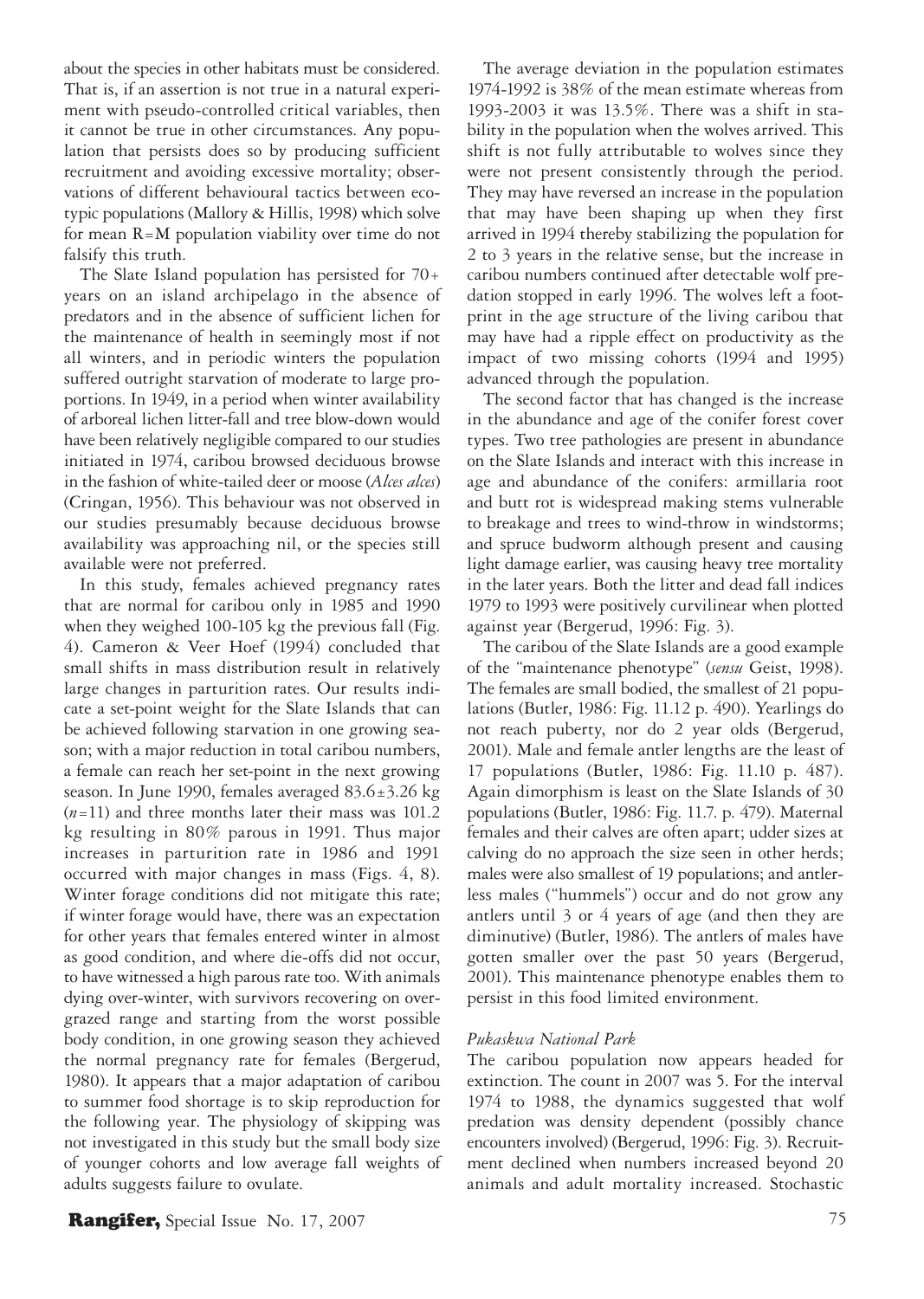about the species in other habitats must be considered. That is, if an assertion is not true in a natural experiment with pseudo-controlled critical variables, then it cannot be true in other circumstances. Any population that persists does so by producing sufficient recruitment and avoiding excessive mortality; observations of different behavioural tactics between ecotypic populations (Mallory & Hillis, 1998) which solve for mean R=M population viability over time do not falsify this truth.

The Slate Island population has persisted for 70+ years on an island archipelago in the absence of predators and in the absence of sufficient lichen for the maintenance of health in seemingly most if not all winters, and in periodic winters the population suffered outright starvation of moderate to large proportions. In 1949, in a period when winter availability of arboreal lichen litter-fall and tree blow-down would have been relatively negligible compared to our studies initiated in 1974, caribou browsed deciduous browse in the fashion of white-tailed deer or moose (*Alces alces*) (Cringan, 1956). This behaviour was not observed in our studies presumably because deciduous browse availability was approaching nil, or the species still available were not preferred.

In this study, females achieved pregnancy rates that are normal for caribou only in 1985 and 1990 when they weighed 100-105 kg the previous fall (Fig. 4). Cameron & Veer Hoef (1994) concluded that small shifts in mass distribution result in relatively large changes in parturition rates. Our results indicate a set-point weight for the Slate Islands that can be achieved following starvation in one growing season; with a major reduction in total caribou numbers, a female can reach her set-point in the next growing season. In June 1990, females averaged 83.6±3.26 kg (*n*=11) and three months later their mass was 101.2 kg resulting in 80% parous in 1991. Thus major increases in parturition rate in 1986 and 1991 occurred with major changes in mass (Figs. 4, 8). Winter forage conditions did not mitigate this rate; if winter forage would have, there was an expectation for other years that females entered winter in almost as good condition, and where die-offs did not occur, to have witnessed a high parous rate too. With animals dying over-winter, with survivors recovering on overgrazed range and starting from the worst possible body condition, in one growing season they achieved the normal pregnancy rate for females (Bergerud, 1980). It appears that a major adaptation of caribou to summer food shortage is to skip reproduction for the following year. The physiology of skipping was not investigated in this study but the small body size of younger cohorts and low average fall weights of adults suggests failure to ovulate.

The average deviation in the population estimates 1974-1992 is 38% of the mean estimate whereas from 1993-2003 it was 13.5%. There was a shift in stability in the population when the wolves arrived. This shift is not fully attributable to wolves since they were not present consistently through the period. They may have reversed an increase in the population that may have been shaping up when they first arrived in 1994 thereby stabilizing the population for 2 to 3 years in the relative sense, but the increase in caribou numbers continued after detectable wolf predation stopped in early 1996. The wolves left a footprint in the age structure of the living caribou that may have had a ripple effect on productivity as the impact of two missing cohorts (1994 and 1995) advanced through the population.

The second factor that has changed is the increase in the abundance and age of the conifer forest cover types. Two tree pathologies are present in abundance on the Slate Islands and interact with this increase in age and abundance of the conifers: armillaria root and butt rot is widespread making stems vulnerable to breakage and trees to wind-throw in windstorms; and spruce budworm although present and causing light damage earlier, was causing heavy tree mortality in the later years. Both the litter and dead fall indices 1979 to 1993 were positively curvilinear when plotted against year (Bergerud, 1996: Fig. 3).

The caribou of the Slate Islands are a good example of the "maintenance phenotype" (*sensu* Geist, 1998). The females are small bodied, the smallest of 21 populations (Butler, 1986: Fig. 11.12 p. 490). Yearlings do not reach puberty, nor do 2 year olds (Bergerud, 2001). Male and female antler lengths are the least of 17 populations (Butler, 1986: Fig. 11.10 p. 487). Again dimorphism is least on the Slate Islands of 30 populations (Butler, 1986: Fig. 11.7. p. 479). Maternal females and their calves are often apart; udder sizes at calving do no approach the size seen in other herds; males were also smallest of 19 populations; and antlerless males ("hummels") occur and do not grow any antlers until 3 or 4 years of age (and then they are diminutive) (Butler, 1986). The antlers of males have gotten smaller over the past 50 years (Bergerud, 2001). This maintenance phenotype enables them to persist in this food limited environment.

*Pukaskwa National Park*

The caribou population now appears headed for extinction. The count in 2007 was 5. For the interval 1974 to 1988, the dynamics suggested that wolf predation was density dependent (possibly chance encounters involved) (Bergerud, 1996: Fig. 3). Recruitment declined when numbers increased beyond 20 animals and adult mortality increased. Stochastic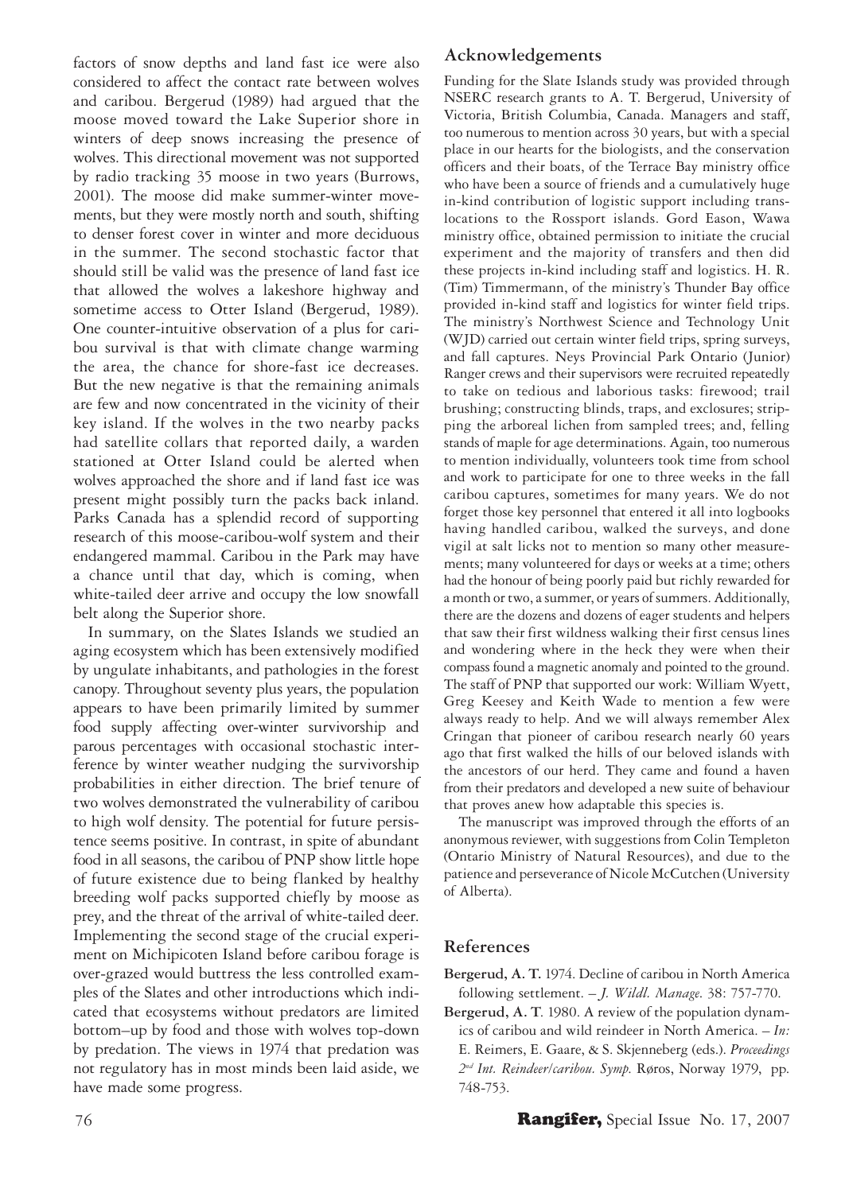factors of snow depths and land fast ice were also considered to affect the contact rate between wolves and caribou. Bergerud (1989) had argued that the moose moved toward the Lake Superior shore in winters of deep snows increasing the presence of wolves. This directional movement was not supported by radio tracking 35 moose in two years (Burrows, 2001). The moose did make summer-winter movements, but they were mostly north and south, shifting to denser forest cover in winter and more deciduous in the summer. The second stochastic factor that should still be valid was the presence of land fast ice that allowed the wolves a lakeshore highway and sometime access to Otter Island (Bergerud, 1989). One counter-intuitive observation of a plus for caribou survival is that with climate change warming the area, the chance for shore-fast ice decreases. But the new negative is that the remaining animals are few and now concentrated in the vicinity of their key island. If the wolves in the two nearby packs had satellite collars that reported daily, a warden stationed at Otter Island could be alerted when wolves approached the shore and if land fast ice was present might possibly turn the packs back inland. Parks Canada has a splendid record of supporting research of this moose-caribou-wolf system and their endangered mammal. Caribou in the Park may have a chance until that day, which is coming, when white-tailed deer arrive and occupy the low snowfall belt along the Superior shore.

In summary, on the Slates Islands we studied an aging ecosystem which has been extensively modified by ungulate inhabitants, and pathologies in the forest canopy. Throughout seventy plus years, the population appears to have been primarily limited by summer food supply affecting over-winter survivorship and parous percentages with occasional stochastic interference by winter weather nudging the survivorship probabilities in either direction. The brief tenure of two wolves demonstrated the vulnerability of caribou to high wolf density. The potential for future persistence seems positive. In contrast, in spite of abundant food in all seasons, the caribou of PNP show little hope of future existence due to being flanked by healthy breeding wolf packs supported chiefly by moose as prey, and the threat of the arrival of white-tailed deer. Implementing the second stage of the crucial experiment on Michipicoten Island before caribou forage is over-grazed would buttress the less controlled examples of the Slates and other introductions which indicated that ecosystems without predators are limited bottom–up by food and those with wolves top-down by predation. The views in 1974 that predation was not regulatory has in most minds been laid aside, we have made some progress.

## Acknowledgements

Funding for the Slate Islands study was provided through NSERC research grants to A. T. Bergerud, University of Victoria, British Columbia, Canada. Managers and staff, too numerous to mention across 30 years, but with a special place in our hearts for the biologists, and the conservation officers and their boats, of the Terrace Bay ministry office who have been a source of friends and a cumulatively huge in-kind contribution of logistic support including translocations to the Rossport islands. Gord Eason, Wawa ministry office, obtained permission to initiate the crucial experiment and the majority of transfers and then did these projects in-kind including staff and logistics. H. R. (Tim) Timmermann, of the ministry's Thunder Bay office provided in-kind staff and logistics for winter field trips. The ministry's Northwest Science and Technology Unit (WJD) carried out certain winter field trips, spring surveys, and fall captures. Neys Provincial Park Ontario (Junior) Ranger crews and their supervisors were recruited repeatedly to take on tedious and laborious tasks: firewood; trail brushing; constructing blinds, traps, and exclosures; stripping the arboreal lichen from sampled trees; and, felling stands of maple for age determinations. Again, too numerous to mention individually, volunteers took time from school and work to participate for one to three weeks in the fall caribou captures, sometimes for many years. We do not forget those key personnel that entered it all into logbooks having handled caribou, walked the surveys, and done vigil at salt licks not to mention so many other measurements; many volunteered for days or weeks at a time; others had the honour of being poorly paid but richly rewarded for a month or two, a summer, or years of summers. Additionally, there are the dozens and dozens of eager students and helpers that saw their first wildness walking their first census lines and wondering where in the heck they were when their compass found a magnetic anomaly and pointed to the ground. The staff of PNP that supported our work: William Wyett, Greg Keesey and Keith Wade to mention a few were always ready to help. And we will always remember Alex Cringan that pioneer of caribou research nearly 60 years ago that first walked the hills of our beloved islands with the ancestors of our herd. They came and found a haven from their predators and developed a new suite of behaviour that proves anew how adaptable this species is.

The manuscript was improved through the efforts of an anonymous reviewer, with suggestions from Colin Templeton (Ontario Ministry of Natural Resources), and due to the patience and perseverance of Nicole McCutchen (University of Alberta).

## References

**Bergerud, A. T.** 1974. Decline of caribou in North America following settlement. – *J. Wildl. Manage.* 38: 757-770.

**Bergerud, A. T.** 1980. A review of the population dynamics of caribou and wild reindeer in North America. – *In:* E. Reimers, E. Gaare, & S. Skjenneberg (eds.). *Proceedings 2nd Int. Reindeer/caribou. Symp.* Røros, Norway 1979, pp. 748-753.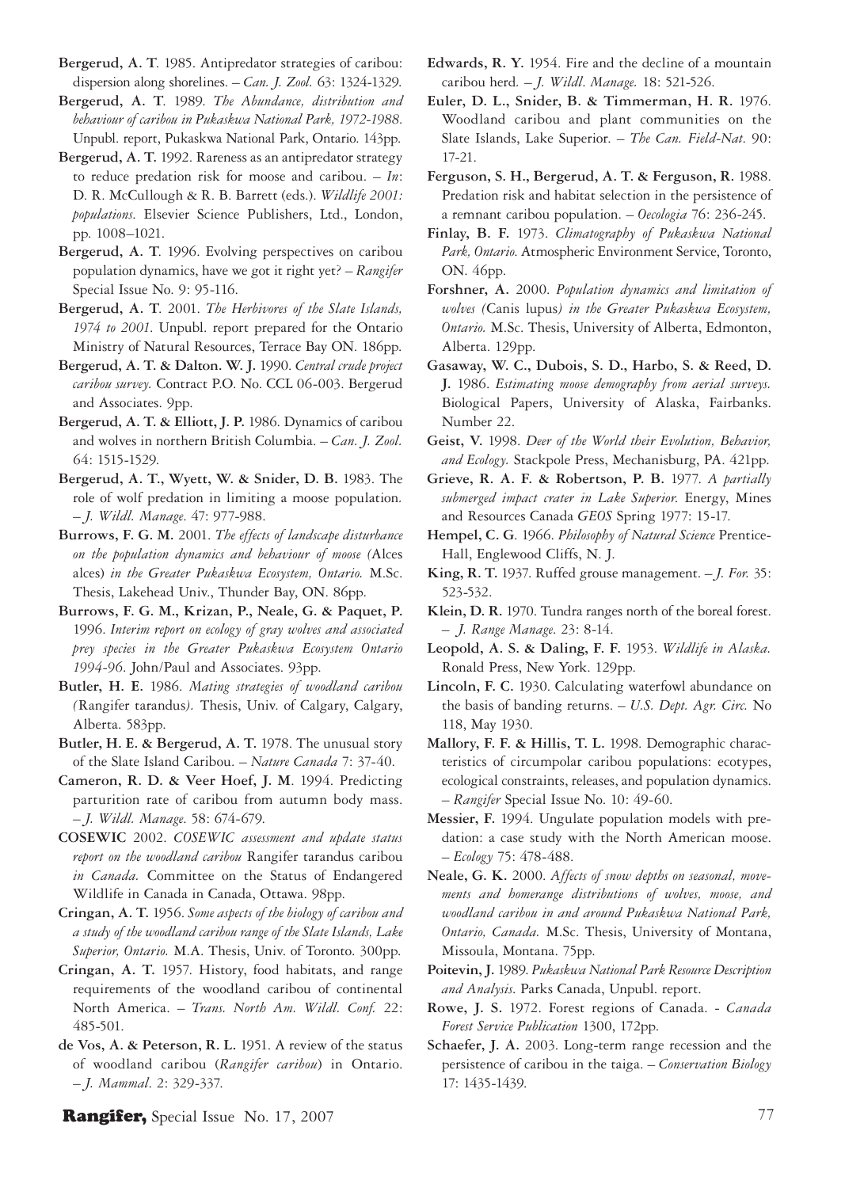**Bergerud, A. T**. 1985. Antipredator strategies of caribou: dispersion along shorelines. – *Can. J. Zool.* 63: 1324-1329.

**Bergerud, A. T**. 1989. *The Abundance, distribution and behaviour of caribou in Pukaskwa National Park, 1972-1988*. Unpubl. report, Pukaskwa National Park, Ontario. 143pp.

**Bergerud, A. T.** 1992. Rareness as an antipredator strategy to reduce predation risk for moose and caribou. – *In*: D. R. McCullough & R. B. Barrett (eds.). *Wildlife 2001: populations*. Elsevier Science Publishers, Ltd., London, pp. 1008–1021.

**Bergerud, A. T**. 1996. Evolving perspectives on caribou population dynamics, have we got it right yet? – *Rangifer* Special Issue No. 9: 95-116.

**Bergerud, A. T**. 2001. *The Herbivores of the Slate Islands, 1974 to 2001*. Unpubl. report prepared for the Ontario Ministry of Natural Resources, Terrace Bay ON. 186pp.

**Bergerud, A. T. & Dalton. W. J.** 1990. *Central crude project caribou survey.* Contract P.O. No. CCL 06-003. Bergerud and Associates. 9pp.

**Bergerud, A. T. & Elliott, J. P.** 1986. Dynamics of caribou and wolves in northern British Columbia. – *Can. J. Zool.* 64: 1515-1529.

**Bergerud, A. T., Wyett, W. & Snider, D. B.** 1983. The role of wolf predation in limiting a moose population. – *J. Wildl. Manage.* 47: 977-988.

**Burrows, F. G. M.** 2001. *The effects of landscape disturbance on the population dynamics and behaviour of moose (*Alces alces*) in the Greater Pukaskwa Ecosystem, Ontario.* M.Sc. Thesis, Lakehead Univ., Thunder Bay, ON. 86pp.

**Burrows, F. G. M., Krizan, P., Neale, G. & Paquet, P.** 1996. *Interim report on ecology of gray wolves and associated prey species in the Greater Pukaskwa Ecosystem Ontario 1994-96*. John/Paul and Associates. 93pp.

**Butler, H. E.** 1986. *Mating strategies of woodland caribou (*Rangifer tarandus*).* Thesis, Univ. of Calgary, Calgary, Alberta. 583pp.

**Butler, H. E. & Bergerud, A. T.** 1978. The unusual story of the Slate Island Caribou. – *Nature Canada* 7: 37-40.

**Cameron, R. D. & Veer Hoef, J. M**. 1994. Predicting parturition rate of caribou from autumn body mass. – *J. Wildl. Manage.* 58: 674-679.

**COSEWIC** 2002. *COSEWIC assessment and update status report on the woodland caribou* Rangifer tarandus caribou *in Canada.* Committee on the Status of Endangered Wildlife in Canada, Ottawa. 98pp.

**Cringan, A. T.** 1956. *Some aspects of the biology of caribou and a study of the woodland caribou range of the Slate Islands, Lake Superior, Ontario.* M.A. Thesis, Univ. of Toronto. 300pp.

**Cringan, A. T.** 1957. History, food habitats, and range requirements of the woodland caribou of continental North America. – *Trans. North Am. Wildl. Conf.* 22: 485-501.

**de Vos, A. & Peterson, R. L.** 1951. A review of the status of woodland caribou (*Rangifer caribou*) in Ontario. – *J. Mammal*. 2: 329-337.

**Edwards, R. Y.** 1954. Fire and the decline of a mountain caribou herd. – *J. Wildl. Manage.* 18: 521-526.

**Euler, D. L., Snider, B. & Timmerman, H. R.** 1976. Woodland caribou and plant communities on the Slate Islands, Lake Superior. – *The Can. Field-Nat.* 90: 17-21.

**Ferguson, S. H., Bergerud, A. T. & Ferguson, R.** 1988. Predation risk and habitat selection in the persistence of a remnant caribou population. – *Oecologia* 76: 236-245.

**Finlay, B. F.** 1973. *Climatography of Pukaskwa National Park, Ontario.* Atmospheric Environment Service, Toronto, ON. 46pp.

**Forshner, A.** 2000. *Population dynamics and limitation of wolves (*Canis lupus*) in the Greater Pukaskwa Ecosystem, Ontario.* M.Sc. Thesis, University of Alberta, Edmonton, Alberta. 129pp.

**Gasaway, W. C., Dubois, S. D., Harbo, S. & Reed, D. J.** 1986. *Estimating moose demography from aerial surveys.* Biological Papers, University of Alaska, Fairbanks. Number 22.

**Geist, V.** 1998. *Deer of the World their Evolution, Behavior, and Ecology.* Stackpole Press, Mechanisburg, PA. 421pp.

**Grieve, R. A. F. & Robertson, P. B.** 1977. *A partially submerged impact crater in Lake Superior.* Energy, Mines and Resources Canada *GEOS* Spring 1977: 15-17.

**Hempel, C. G**. 1966. *Philosophy of Natural Science* Prentice-Hall, Englewood Cliffs, N. J.

**King, R. T.** 1937. Ruffed grouse management. – *J. For.* 35: 523-532.

**Klein, D. R.** 1970. Tundra ranges north of the boreal forest. – *J. Range Manage.* 23: 8-14.

**Leopold, A. S. & Daling, F. F.** 1953. *Wildlife in Alaska.* Ronald Press, New York. 129pp.

**Lincoln, F. C.** 1930. Calculating waterfowl abundance on the basis of banding returns. – *U.S. Dept. Agr. Circ.* No 118, May 1930.

**Mallory, F. F. & Hillis, T. L.** 1998. Demographic characteristics of circumpolar caribou populations: ecotypes, ecological constraints, releases, and population dynamics. – *Rangifer* Special Issue No. 10: 49-60.

**Messier, F.** 1994. Ungulate population models with predation: a case study with the North American moose. – *Ecology* 75: 478-488.

**Neale, G. K.** 2000. *Affects of snow depths on seasonal, movements and homerange distributions of wolves, moose, and woodland caribou in and around Pukaskwa National Park, Ontario, Canada.* M.Sc. Thesis, University of Montana, Missoula, Montana. 75pp.

**Poitevin, J.** 1989. *Pukaskwa National Park Resource Description and Analysis*. Parks Canada, Unpubl. report.

**Rowe, J. S.** 1972. Forest regions of Canada. - *Canada Forest Service Publication* 1300, 172pp.

**Schaefer, J. A.** 2003. Long-term range recession and the persistence of caribou in the taiga. – *Conservation Biology* 17: 1435-1439.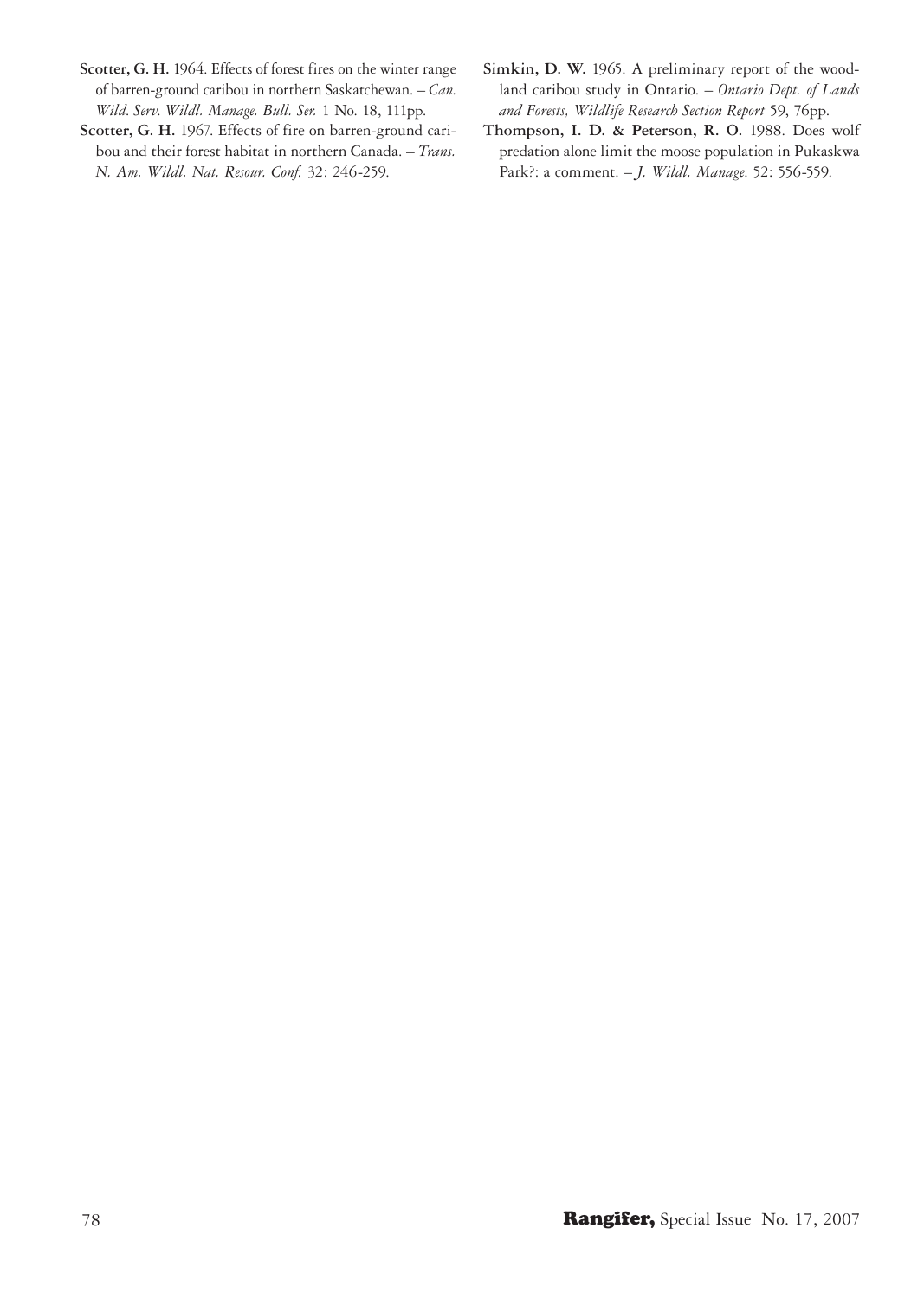**Scotter, G. H.** 1964. Effects of forest fires on the winter range of barren-ground caribou in northern Saskatchewan. – *Can. Wild. Serv. Wildl. Manage. Bull. Ser.* 1 No. 18, 111pp.

**Scotter, G. H.** 1967. Effects of fire on barren-ground caribou and their forest habitat in northern Canada. – *Trans. N. Am. Wildl. Nat. Resour. Conf.* 32: 246-259.

**Simkin, D. W.** 1965. A preliminary report of the woodland caribou study in Ontario. – *Ontario Dept. of Lands and Forests, Wildlife Research Section Report* 59, 76pp.

**Thompson, I. D. & Peterson, R. O.** 1988. Does wolf predation alone limit the moose population in Pukaskwa Park?: a comment. – *J. Wildl. Manage.* 52: 556-559.